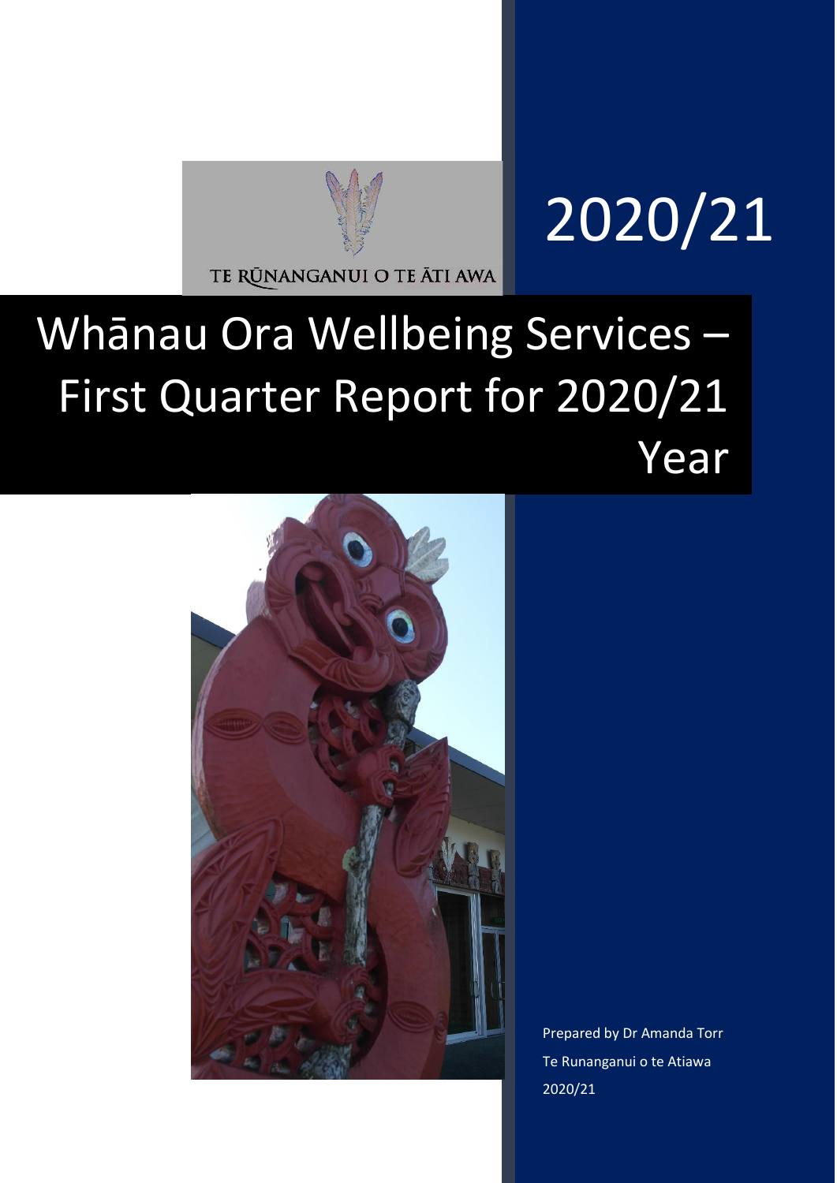TE RŪNANGANUI O TE ĀTI AWA

2020/21

# Whānau Ora Wellbeing Services – First Quarter Report for 2020/21 Year

Prepared by Dr Amanda Torr

Te Runanganui o te Atiawa

2020/21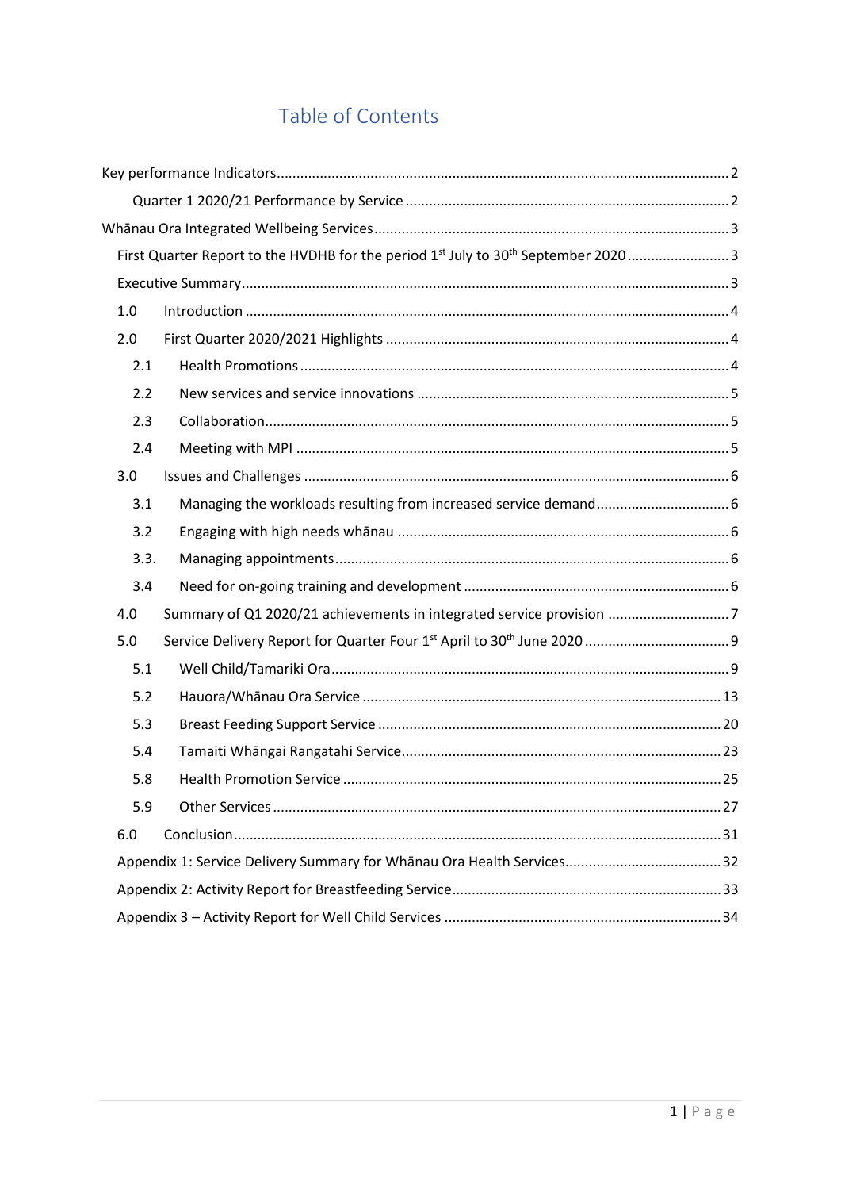# Table of Contents

Key performance Indicators .......... 2

- Quarter 1 2020/21 Performance by Service .......... 2

Whānau Ora Integrated Wellbeing Services .......... 3

- First Quarter Report to the HVDHB for the period 1st July to 30th September 2020 .......... 3
- Executive Summary .......... 3
- 1.0 Introduction .......... 4
- 2.0 First Quarter 2020/2021 Highlights .......... 4
  - 2.1 Health Promotions .......... 4
  - 2.2 New services and service innovations .......... 5
  - 2.3 Collaboration .......... 5
  - 2.4 Meeting with MPI .......... 5
- 3.0 Issues and Challenges .......... 6
  - 3.1 Managing the workloads resulting from increased service demand .......... 6
  - 3.2 Engaging with high needs whānau .......... 6
  - 3.3. Managing appointments .......... 6
  - 3.4 Need for on-going training and development .......... 6
- 4.0 Summary of Q1 2020/21 achievements in integrated service provision .......... 7
- 5.0 Service Delivery Report for Quarter Four 1st April to 30th June 2020 .......... 9
  - 5.1 Well Child/Tamariki Ora .......... 9
  - 5.2 Hauora/Whānau Ora Service .......... 13
  - 5.3 Breast Feeding Support Service .......... 20
  - 5.4 Tamaiti Whāngai Rangatahi Service .......... 23
  - 5.8 Health Promotion Service .......... 25
  - 5.9 Other Services .......... 27
- 6.0 Conclusion .......... 31
- Appendix 1: Service Delivery Summary for Whānau Ora Health Services .......... 32
- Appendix 2: Activity Report for Breastfeeding Service .......... 33
- Appendix 3 – Activity Report for Well Child Services .......... 34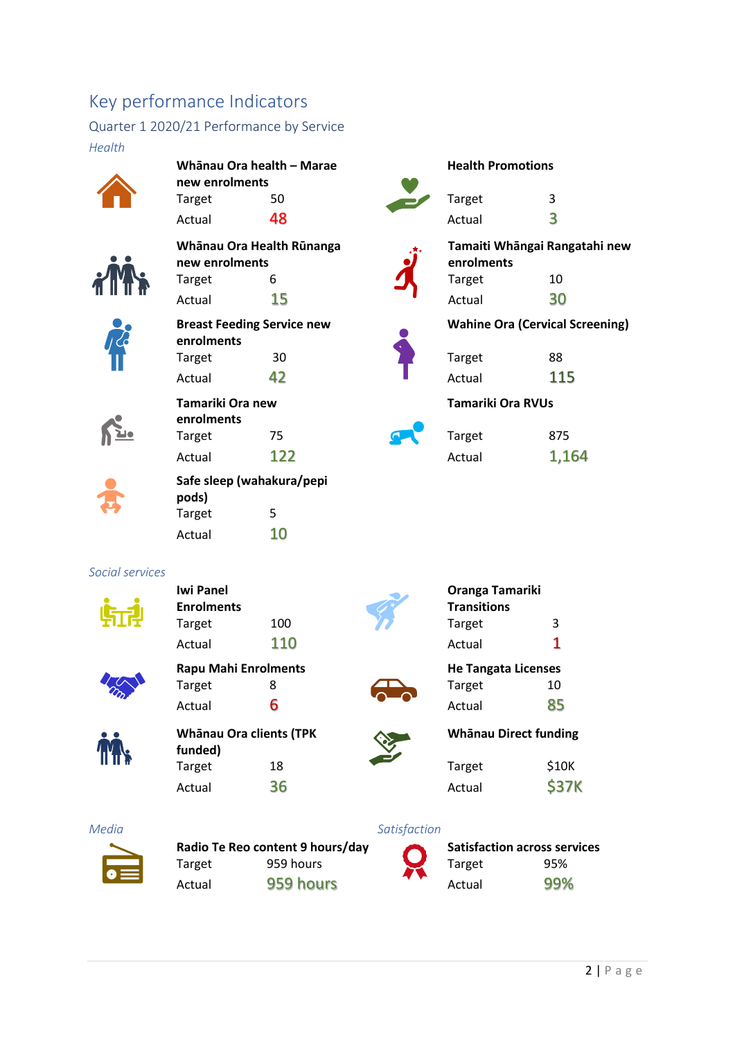# Key performance Indicators

## Quarter 1 2020/21 Performance by Service

### *Health*

**Whānau Ora health – Marae new enrolments**

| | |
|---|---|
| Target | 50 |
| Actual | 48 |

**Health Promotions**

| | |
|---|---|
| Target | 3 |
| Actual | 3 |

**Whānau Ora Health Rūnanga new enrolments**

| | |
|---|---|
| Target | 6 |
| Actual | 15 |

**Tamaiti Whāngai Rangatahi new enrolments**

| | |
|---|---|
| Target | 10 |
| Actual | 30 |

**Breast Feeding Service new enrolments**

| | |
|---|---|
| Target | 30 |
| Actual | 42 |

**Wahine Ora (Cervical Screening)**

| | |
|---|---|
| Target | 88 |
| Actual | 115 |

**Tamariki Ora new enrolments**

| | |
|---|---|
| Target | 75 |
| Actual | 122 |

**Tamariki Ora RVUs**

| | |
|---|---|
| Target | 875 |
| Actual | 1,164 |

**Safe sleep (wahakura/pepi pods)**

| | |
|---|---|
| Target | 5 |
| Actual | 10 |

### *Social services*

**Iwi Panel Enrolments**

| | |
|---|---|
| Target | 100 |
| Actual | 110 |

**Oranga Tamariki Transitions**

| | |
|---|---|
| Target | 3 |
| Actual | 1 |

**Rapu Mahi Enrolments**

| | |
|---|---|
| Target | 8 |
| Actual | 6 |

**He Tangata Licenses**

| | |
|---|---|
| Target | 10 |
| Actual | 85 |

**Whānau Ora clients (TPK funded)**

| | |
|---|---|
| Target | 18 |
| Actual | 36 |

**Whānau Direct funding**

| | |
|---|---|
| Target | $10K |
| Actual | $37K |

### *Media*

**Radio Te Reo content 9 hours/day**

| | |
|---|---|
| Target | 959 hours |
| Actual | 959 hours |

### *Satisfaction*

**Satisfaction across services**

| | |
|---|---|
| Target | 95% |
| Actual | 99% |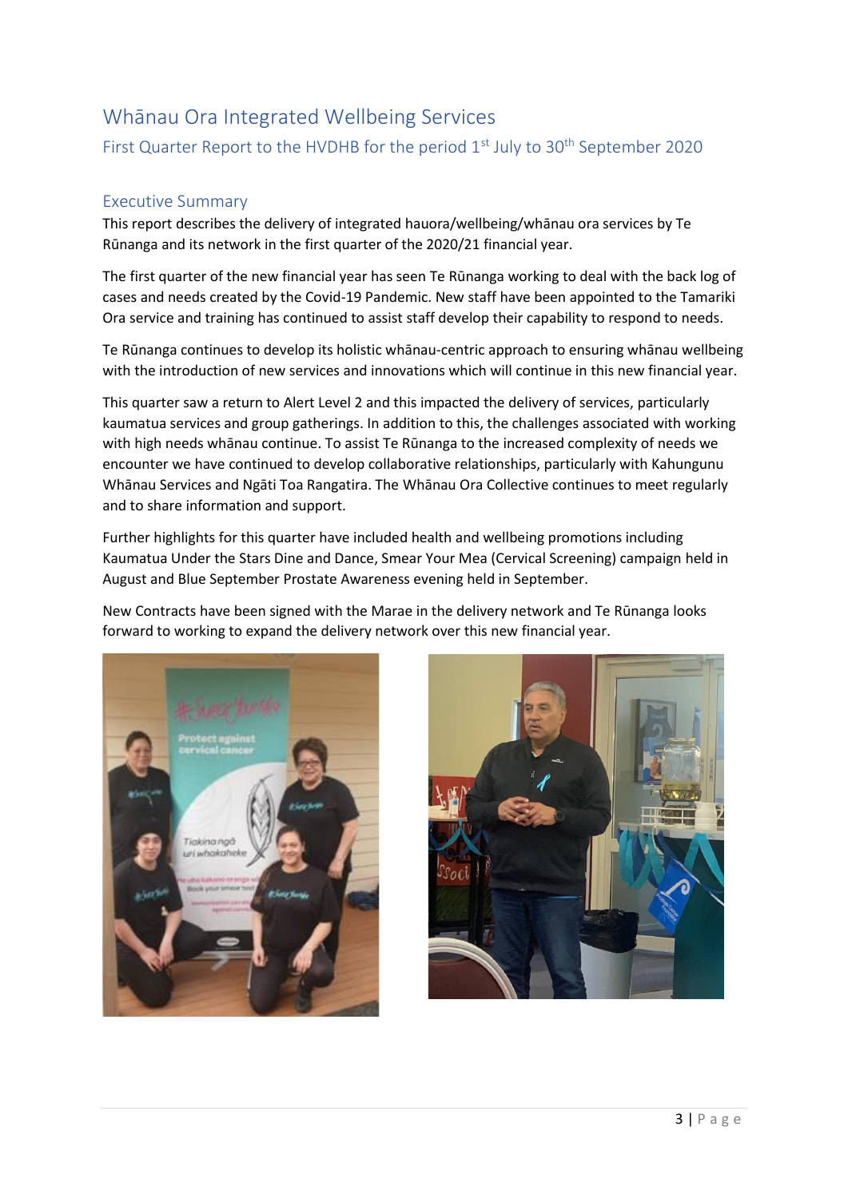# Whānau Ora Integrated Wellbeing Services

## First Quarter Report to the HVDHB for the period 1st July to 30th September 2020

## Executive Summary

This report describes the delivery of integrated hauora/wellbeing/whānau ora services by Te Rūnanga and its network in the first quarter of the 2020/21 financial year.

The first quarter of the new financial year has seen Te Rūnanga working to deal with the back log of cases and needs created by the Covid-19 Pandemic. New staff have been appointed to the Tamariki Ora service and training has continued to assist staff develop their capability to respond to needs.

Te Rūnanga continues to develop its holistic whānau-centric approach to ensuring whānau wellbeing with the introduction of new services and innovations which will continue in this new financial year.

This quarter saw a return to Alert Level 2 and this impacted the delivery of services, particularly kaumatua services and group gatherings. In addition to this, the challenges associated with working with high needs whānau continue. To assist Te Rūnanga to the increased complexity of needs we encounter we have continued to develop collaborative relationships, particularly with Kahungunu Whānau Services and Ngāti Toa Rangatira. The Whānau Ora Collective continues to meet regularly and to share information and support.

Further highlights for this quarter have included health and wellbeing promotions including Kaumatua Under the Stars Dine and Dance, Smear Your Mea (Cervical Screening) campaign held in August and Blue September Prostate Awareness evening held in September.

New Contracts have been signed with the Marae in the delivery network and Te Rūnanga looks forward to working to expand the delivery network over this new financial year.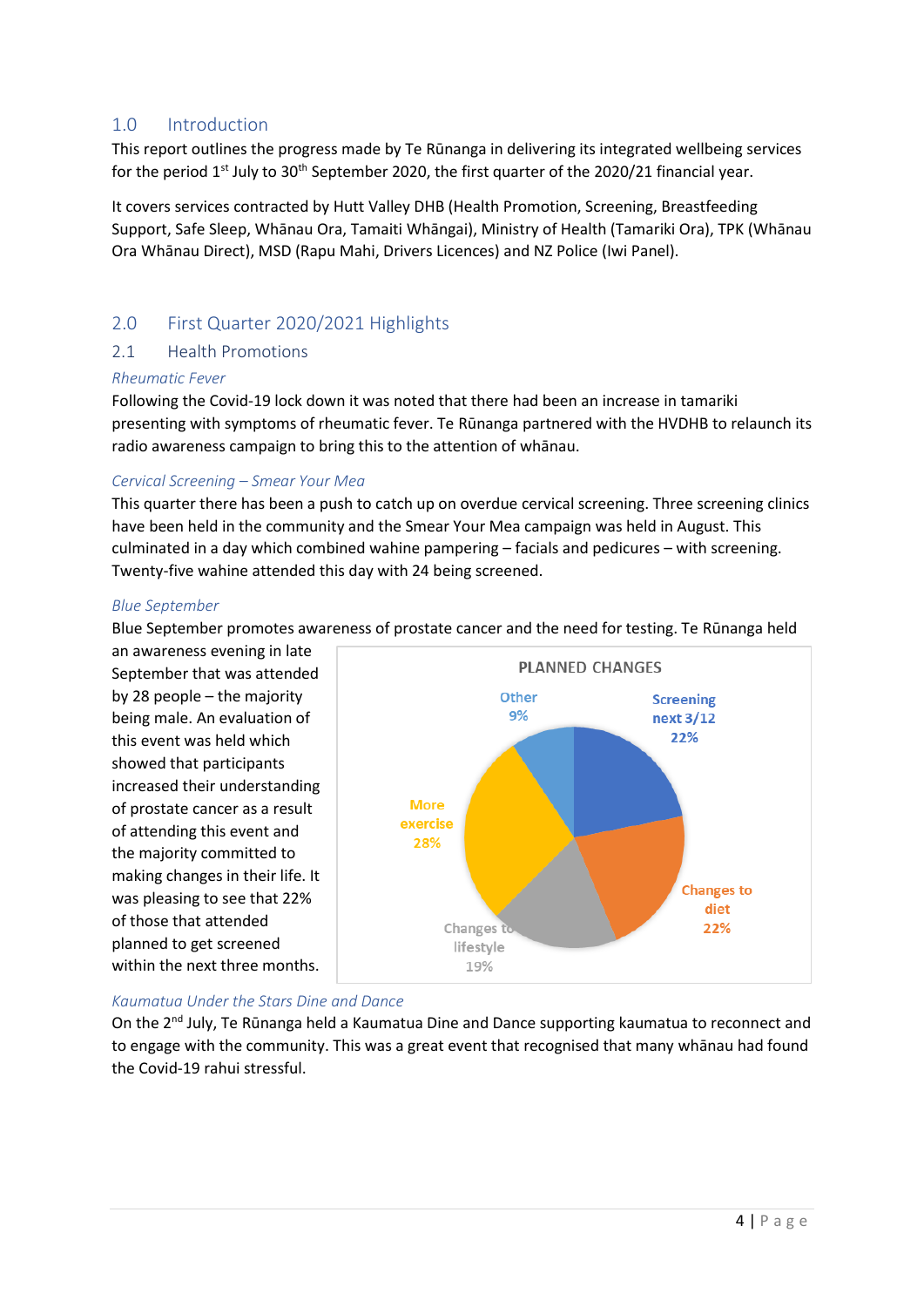## 1.0 Introduction

This report outlines the progress made by Te Rūnanga in delivering its integrated wellbeing services for the period 1st July to 30th September 2020, the first quarter of the 2020/21 financial year.

It covers services contracted by Hutt Valley DHB (Health Promotion, Screening, Breastfeeding Support, Safe Sleep, Whānau Ora, Tamaiti Whāngai), Ministry of Health (Tamariki Ora), TPK (Whānau Ora Whānau Direct), MSD (Rapu Mahi, Drivers Licences) and NZ Police (Iwi Panel).

## 2.0 First Quarter 2020/2021 Highlights

### 2.1 Health Promotions

*Rheumatic Fever*

Following the Covid-19 lock down it was noted that there had been an increase in tamariki presenting with symptoms of rheumatic fever. Te Rūnanga partnered with the HVDHB to relaunch its radio awareness campaign to bring this to the attention of whānau.

*Cervical Screening – Smear Your Mea*

This quarter there has been a push to catch up on overdue cervical screening. Three screening clinics have been held in the community and the Smear Your Mea campaign was held in August. This culminated in a day which combined wahine pampering – facials and pedicures – with screening. Twenty-five wahine attended this day with 24 being screened.

*Blue September*

Blue September promotes awareness of prostate cancer and the need for testing. Te Rūnanga held an awareness evening in late September that was attended by 28 people – the majority being male. An evaluation of this event was held which showed that participants increased their understanding of prostate cancer as a result of attending this event and the majority committed to making changes in their life. It was pleasing to see that 22% of those that attended planned to get screened within the next three months.

**PLANNED CHANGES**

| Planned change | % |
|---|---|
| Screening next 3/12 | 22% |
| Changes to diet | 22% |
| Changes to lifestyle | 19% |
| More exercise | 28% |
| Other | 9% |

*Kaumatua Under the Stars Dine and Dance*

On the 2nd July, Te Rūnanga held a Kaumatua Dine and Dance supporting kaumatua to reconnect and to engage with the community. This was a great event that recognised that many whānau had found the Covid-19 rahui stressful.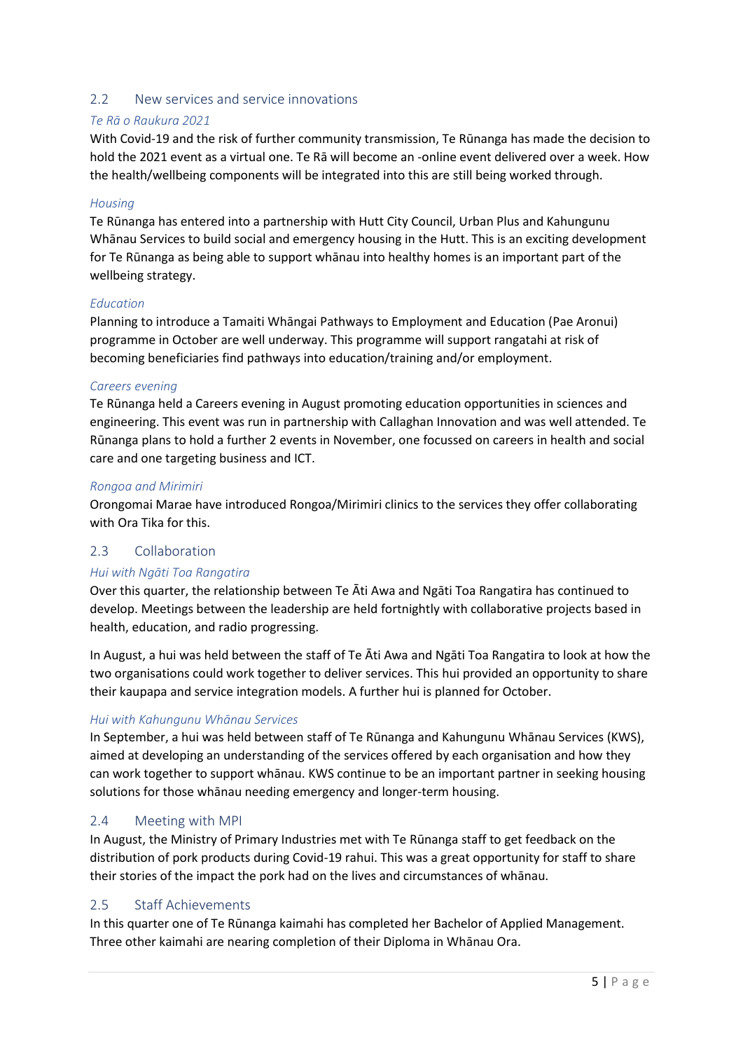## 2.2 New services and service innovations

*Te Rā o Raukura 2021*

With Covid-19 and the risk of further community transmission, Te Rūnanga has made the decision to hold the 2021 event as a virtual one. Te Rā will become an -online event delivered over a week. How the health/wellbeing components will be integrated into this are still being worked through.

*Housing*

Te Rūnanga has entered into a partnership with Hutt City Council, Urban Plus and Kahungunu Whānau Services to build social and emergency housing in the Hutt. This is an exciting development for Te Rūnanga as being able to support whānau into healthy homes is an important part of the wellbeing strategy.

*Education*

Planning to introduce a Tamaiti Whāngai Pathways to Employment and Education (Pae Aronui) programme in October are well underway. This programme will support rangatahi at risk of becoming beneficiaries find pathways into education/training and/or employment.

*Careers evening*

Te Rūnanga held a Careers evening in August promoting education opportunities in sciences and engineering. This event was run in partnership with Callaghan Innovation and was well attended. Te Rūnanga plans to hold a further 2 events in November, one focussed on careers in health and social care and one targeting business and ICT.

*Rongoa and Mirimiri*

Orongomai Marae have introduced Rongoa/Mirimiri clinics to the services they offer collaborating with Ora Tika for this.

## 2.3 Collaboration

*Hui with Ngāti Toa Rangatira*

Over this quarter, the relationship between Te Āti Awa and Ngāti Toa Rangatira has continued to develop. Meetings between the leadership are held fortnightly with collaborative projects based in health, education, and radio progressing.

In August, a hui was held between the staff of Te Āti Awa and Ngāti Toa Rangatira to look at how the two organisations could work together to deliver services. This hui provided an opportunity to share their kaupapa and service integration models. A further hui is planned for October.

*Hui with Kahungunu Whānau Services*

In September, a hui was held between staff of Te Rūnanga and Kahungunu Whānau Services (KWS), aimed at developing an understanding of the services offered by each organisation and how they can work together to support whānau. KWS continue to be an important partner in seeking housing solutions for those whānau needing emergency and longer-term housing.

## 2.4 Meeting with MPI

In August, the Ministry of Primary Industries met with Te Rūnanga staff to get feedback on the distribution of pork products during Covid-19 rahui. This was a great opportunity for staff to share their stories of the impact the pork had on the lives and circumstances of whānau.

## 2.5 Staff Achievements

In this quarter one of Te Rūnanga kaimahi has completed her Bachelor of Applied Management. Three other kaimahi are nearing completion of their Diploma in Whānau Ora.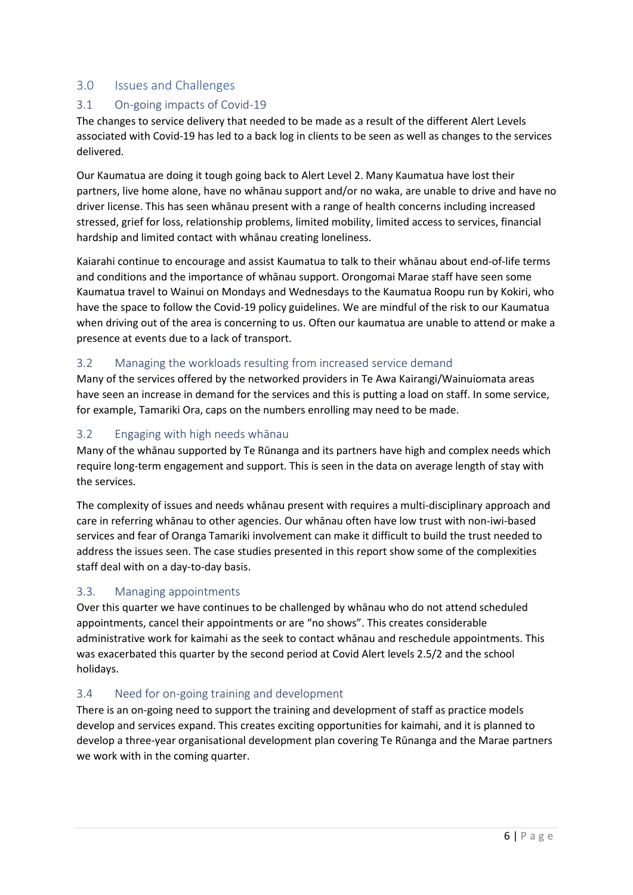## 3.0 Issues and Challenges

### 3.1 On-going impacts of Covid-19

The changes to service delivery that needed to be made as a result of the different Alert Levels associated with Covid-19 has led to a back log in clients to be seen as well as changes to the services delivered.

Our Kaumatua are doing it tough going back to Alert Level 2. Many Kaumatua have lost their partners, live home alone, have no whānau support and/or no waka, are unable to drive and have no driver license. This has seen whānau present with a range of health concerns including increased stressed, grief for loss, relationship problems, limited mobility, limited access to services, financial hardship and limited contact with whānau creating loneliness.

Kaiarahi continue to encourage and assist Kaumatua to talk to their whānau about end-of-life terms and conditions and the importance of whānau support. Orongomai Marae staff have seen some Kaumatua travel to Wainui on Mondays and Wednesdays to the Kaumatua Roopu run by Kokiri, who have the space to follow the Covid-19 policy guidelines. We are mindful of the risk to our Kaumatua when driving out of the area is concerning to us. Often our kaumatua are unable to attend or make a presence at events due to a lack of transport.

### 3.2 Managing the workloads resulting from increased service demand

Many of the services offered by the networked providers in Te Awa Kairangi/Wainuiomata areas have seen an increase in demand for the services and this is putting a load on staff. In some service, for example, Tamariki Ora, caps on the numbers enrolling may need to be made.

### 3.2 Engaging with high needs whānau

Many of the whānau supported by Te Rūnanga and its partners have high and complex needs which require long-term engagement and support. This is seen in the data on average length of stay with the services.

The complexity of issues and needs whānau present with requires a multi-disciplinary approach and care in referring whānau to other agencies. Our whānau often have low trust with non-iwi-based services and fear of Oranga Tamariki involvement can make it difficult to build the trust needed to address the issues seen. The case studies presented in this report show some of the complexities staff deal with on a day-to-day basis.

### 3.3. Managing appointments

Over this quarter we have continues to be challenged by whānau who do not attend scheduled appointments, cancel their appointments or are "no shows". This creates considerable administrative work for kaimahi as the seek to contact whānau and reschedule appointments. This was exacerbated this quarter by the second period at Covid Alert levels 2.5/2 and the school holidays.

### 3.4 Need for on-going training and development

There is an on-going need to support the training and development of staff as practice models develop and services expand. This creates exciting opportunities for kaimahi, and it is planned to develop a three-year organisational development plan covering Te Rūnanga and the Marae partners we work with in the coming quarter.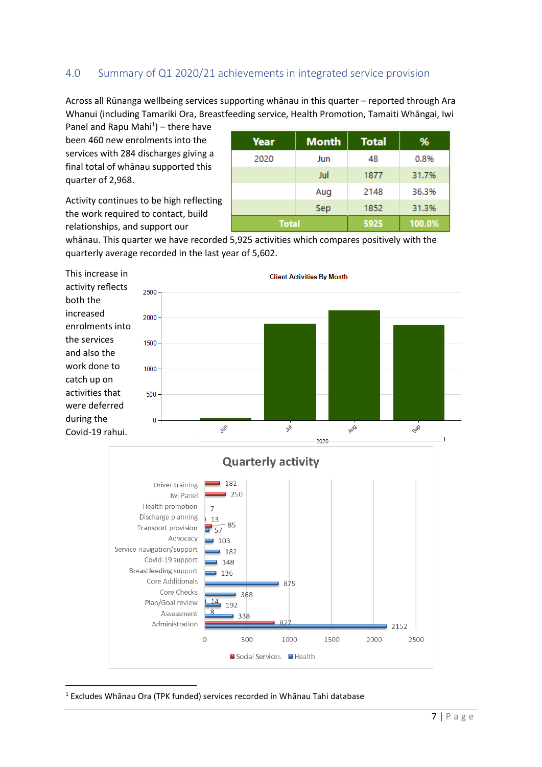## 4.0 Summary of Q1 2020/21 achievements in integrated service provision

Across all Rūnanga wellbeing services supporting whānau in this quarter – reported through Ara Whanui (including Tamariki Ora, Breastfeeding service, Health Promotion, Tamaiti Whāngai, Iwi Panel and Rapu Mahi[1]) – there have been 460 new enrolments into the services with 284 discharges giving a final total of whānau supported this quarter of 2,968.

| Year | Month | Total | % |
|---|---|---|---|
| 2020 | Jun | 48 | 0.8% |
| | Jul | 1877 | 31.7% |
| | Aug | 2148 | 36.3% |
| | Sep | 1852 | 31.3% |
| Total | | 5925 | 100.0% |

Activity continues to be high reflecting the work required to contact, build relationships, and support our whānau. This quarter we have recorded 5,925 activities which compares positively with the quarterly average recorded in the last year of 5,602.

This increase in activity reflects both the increased enrolments into the services and also the work done to catch up on activities that were deferred during the Covid-19 rahui.

**Client Activities By Month**

| Month (2020) | Activities |
|---|---|
| Jun | 48 |
| Jul | 1877 |
| Aug | 2148 |
| Sep | 1852 |

**Quarterly activity**

| Activity | Social Services | Health |
|---|---|---|
| Driver training | 182 | |
| Iwi Panel | 250 | |
| Health promotion | | 7 |
| Discharge planning | | 13 |
| Transport provision | 85 | 57 |
| Advocacy | | 103 |
| Service navigation/support | | 182 |
| Covid-19 support | | 148 |
| Breastfeeding support | | 136 |
| Core Additionals | | 875 |
| Core Checks | | 368 |
| Plan/Goal review | 14 | 192 |
| Assessment | 8 | 338 |
| Administration | 827 | 2152 |

[1] Excludes Whānau Ora (TPK funded) services recorded in Whānau Tahi database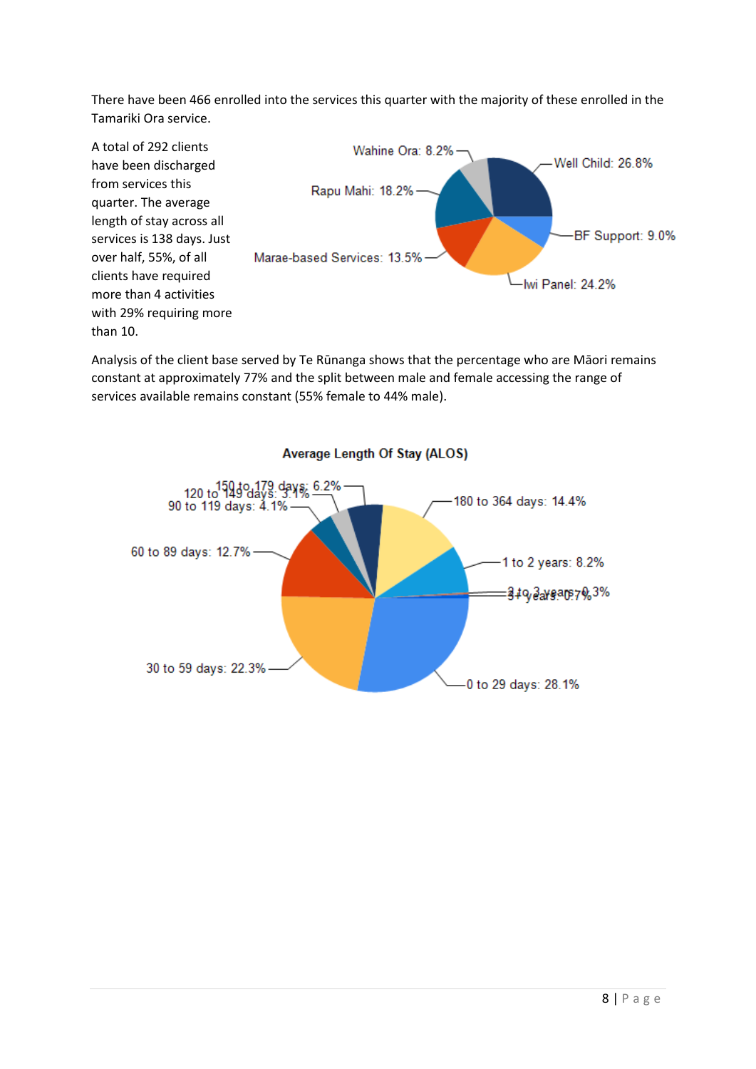There have been 466 enrolled into the services this quarter with the majority of these enrolled in the Tamariki Ora service.

A total of 292 clients have been discharged from services this quarter. The average length of stay across all services is 138 days. Just over half, 55%, of all clients have required more than 4 activities with 29% requiring more than 10.

- Well Child: 26.8%
- BF Support: 9.0%
- Iwi Panel: 24.2%
- Marae-based Services: 13.5%
- Rapu Mahi: 18.2%
- Wahine Ora: 8.2%

Analysis of the client base served by Te Rūnanga shows that the percentage who are Māori remains constant at approximately 77% and the split between male and female accessing the range of services available remains constant (55% female to 44% male).

**Average Length Of Stay (ALOS)**

- 0 to 29 days: 28.1%
- 30 to 59 days: 22.3%
- 60 to 89 days: 12.7%
- 90 to 119 days: 4.1%
- 120 to 149 days: 3.1%
- 150 to 179 days: 6.2%
- 180 to 364 days: 14.4%
- 1 to 2 years: 8.2%
- 2 to 3 years: 0.3%
- 3+ years: 0.7%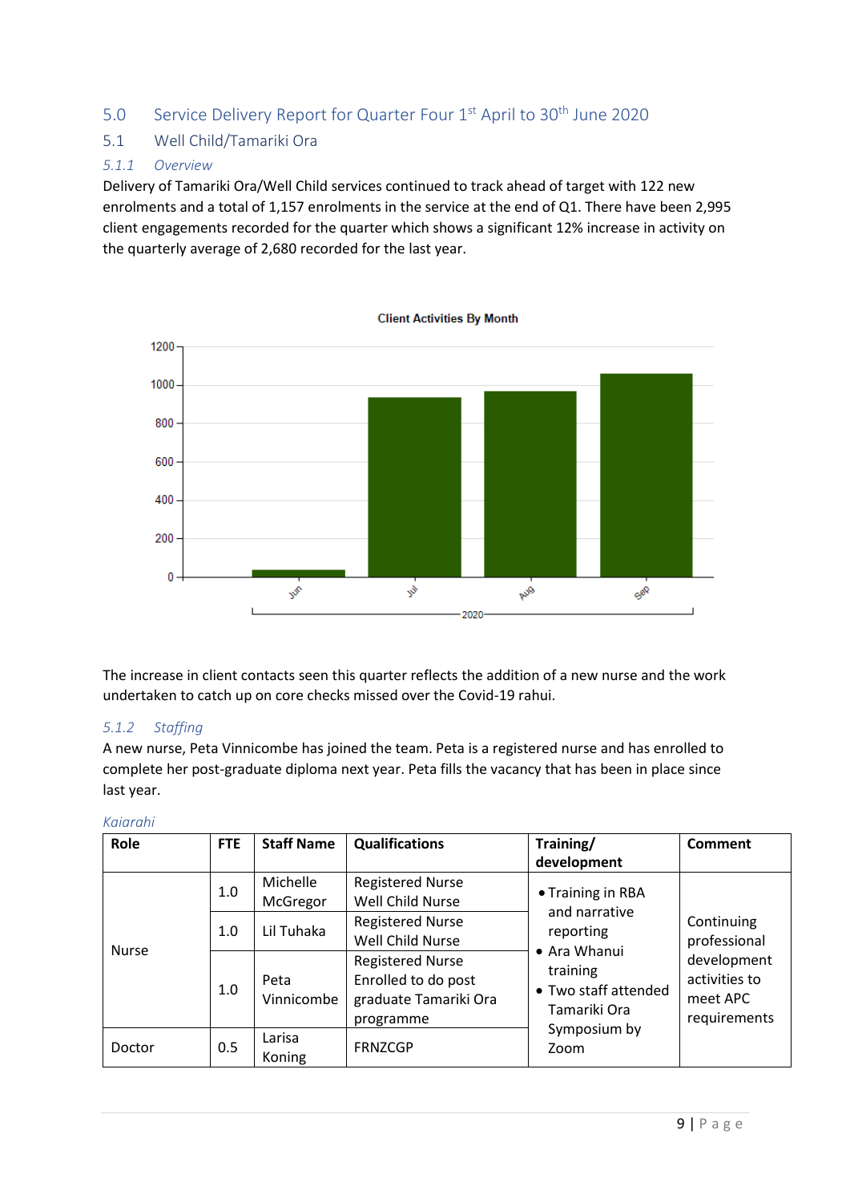## 5.0 Service Delivery Report for Quarter Four 1st April to 30th June 2020

### 5.1 Well Child/Tamariki Ora

#### *5.1.1 Overview*

Delivery of Tamariki Ora/Well Child services continued to track ahead of target with 122 new enrolments and a total of 1,157 enrolments in the service at the end of Q1. There have been 2,995 client engagements recorded for the quarter which shows a significant 12% increase in activity on the quarterly average of 2,680 recorded for the last year.

The increase in client contacts seen this quarter reflects the addition of a new nurse and the work undertaken to catch up on core checks missed over the Covid-19 rahui.

#### *5.1.2 Staffing*

A new nurse, Peta Vinnicombe has joined the team. Peta is a registered nurse and has enrolled to complete her post-graduate diploma next year. Peta fills the vacancy that has been in place since last year.

*Kaiarahi*

| Role | FTE | Staff Name | Qualifications | Training/ development | Comment |
|---|---|---|---|---|---|
| Nurse | 1.0 | Michelle McGregor | Registered Nurse Well Child Nurse | • Training in RBA and narrative reporting<br>• Ara Whanui training<br>• Two staff attended Tamariki Ora Symposium by Zoom | Continuing professional development activities to meet APC requirements |
| | 1.0 | Lil Tuhaka | Registered Nurse Well Child Nurse | | |
| | 1.0 | Peta Vinnicombe | Registered Nurse Enrolled to do post graduate Tamariki Ora programme | | |
| Doctor | 0.5 | Larisa Koning | FRNZCGP | | |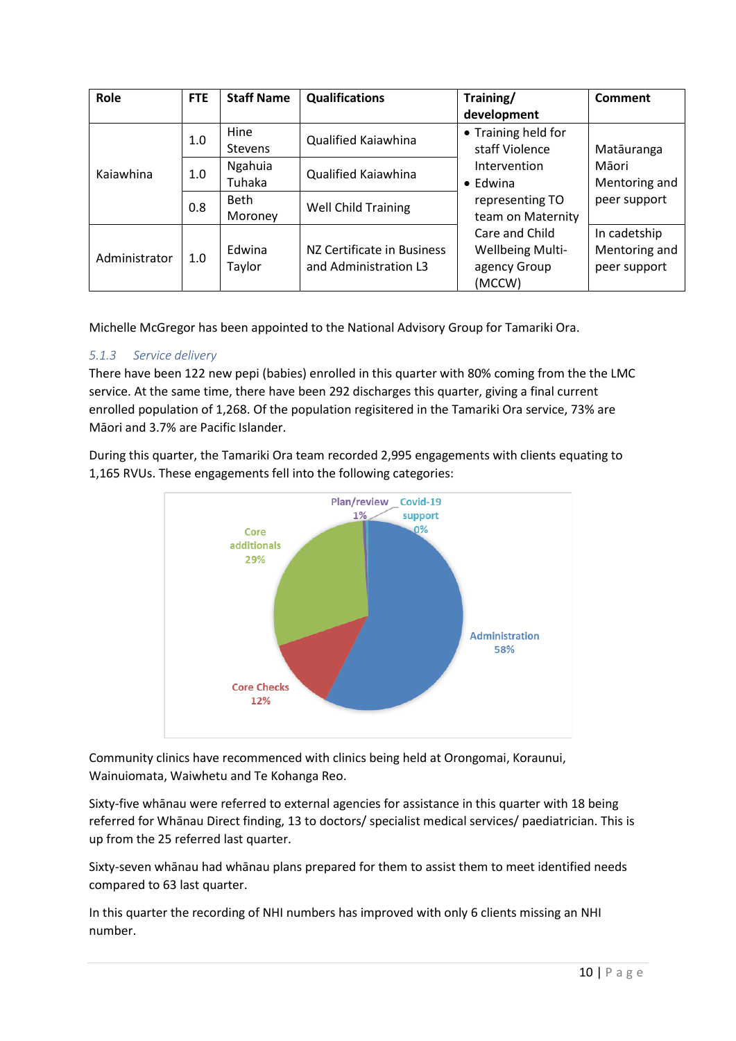| Role | FTE | Staff Name | Qualifications | Training/ development | Comment |
|---|---|---|---|---|---|
| Kaiawhina | 1.0 | Hine Stevens | Qualified Kaiawhina | • Training held for staff Violence Intervention<br>• Edwina representing TO team on Maternity Care and Child Wellbeing Multi-agency Group (MCCW) | Matāuranga Māori Mentoring and peer support |
| | 1.0 | Ngahuia Tuhaka | Qualified Kaiawhina | | |
| | 0.8 | Beth Moroney | Well Child Training | | |
| Administrator | 1.0 | Edwina Taylor | NZ Certificate in Business and Administration L3 | | In cadetship Mentoring and peer support |

Michelle McGregor has been appointed to the National Advisory Group for Tamariki Ora.

### *5.1.3 Service delivery*

There have been 122 new pepi (babies) enrolled in this quarter with 80% coming from the the LMC service. At the same time, there have been 292 discharges this quarter, giving a final current enrolled population of 1,268. Of the population regisitered in the Tamariki Ora service, 73% are Māori and 3.7% are Pacific Islander.

During this quarter, the Tamariki Ora team recorded 2,995 engagements with clients equating to 1,165 RVUs. These engagements fell into the following categories:

| Category | Percentage |
|---|---|
| Administration | 58% |
| Core Checks | 12% |
| Core additionals | 29% |
| Plan/review | 1% |
| Covid-19 support | 0% |

Community clinics have recommenced with clinics being held at Orongomai, Koraunui, Wainuiomata, Waiwhetu and Te Kohanga Reo.

Sixty-five whānau were referred to external agencies for assistance in this quarter with 18 being referred for Whānau Direct finding, 13 to doctors/ specialist medical services/ paediatrician. This is up from the 25 referred last quarter.

Sixty-seven whānau had whānau plans prepared for them to assist them to meet identified needs compared to 63 last quarter.

In this quarter the recording of NHI numbers has improved with only 6 clients missing an NHI number.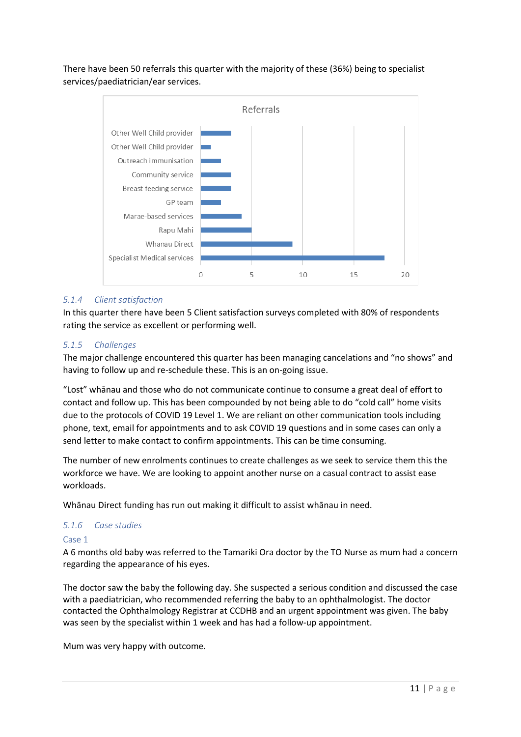There have been 50 referrals this quarter with the majority of these (36%) being to specialist services/paediatrician/ear services.

**Referrals**

| Referral | Number |
|---|---|
| Other Well Child provider | 3 |
| Other Well Child provider | 1 |
| Outreach immunisation | 2 |
| Community service | 3 |
| Breast feeding service | 3 |
| GP team | 2 |
| Marae-based services | 4 |
| Rapu Mahi | 5 |
| Whanau Direct | 9 |
| Specialist Medical services | 18 |

### 5.1.4 *Client satisfaction*

In this quarter there have been 5 Client satisfaction surveys completed with 80% of respondents rating the service as excellent or performing well.

### 5.1.5 *Challenges*

The major challenge encountered this quarter has been managing cancelations and "no shows" and having to follow up and re-schedule these. This is an on-going issue.

"Lost" whānau and those who do not communicate continue to consume a great deal of effort to contact and follow up. This has been compounded by not being able to do "cold call" home visits due to the protocols of COVID 19 Level 1. We are reliant on other communication tools including phone, text, email for appointments and to ask COVID 19 questions and in some cases can only a send letter to make contact to confirm appointments. This can be time consuming.

The number of new enrolments continues to create challenges as we seek to service them this the workforce we have. We are looking to appoint another nurse on a casual contract to assist ease workloads.

Whānau Direct funding has run out making it difficult to assist whānau in need.

### 5.1.6 *Case studies*

#### Case 1

A 6 months old baby was referred to the Tamariki Ora doctor by the TO Nurse as mum had a concern regarding the appearance of his eyes.

The doctor saw the baby the following day. She suspected a serious condition and discussed the case with a paediatrician, who recommended referring the baby to an ophthalmologist. The doctor contacted the Ophthalmology Registrar at CCDHB and an urgent appointment was given. The baby was seen by the specialist within 1 week and has had a follow-up appointment.

Mum was very happy with outcome.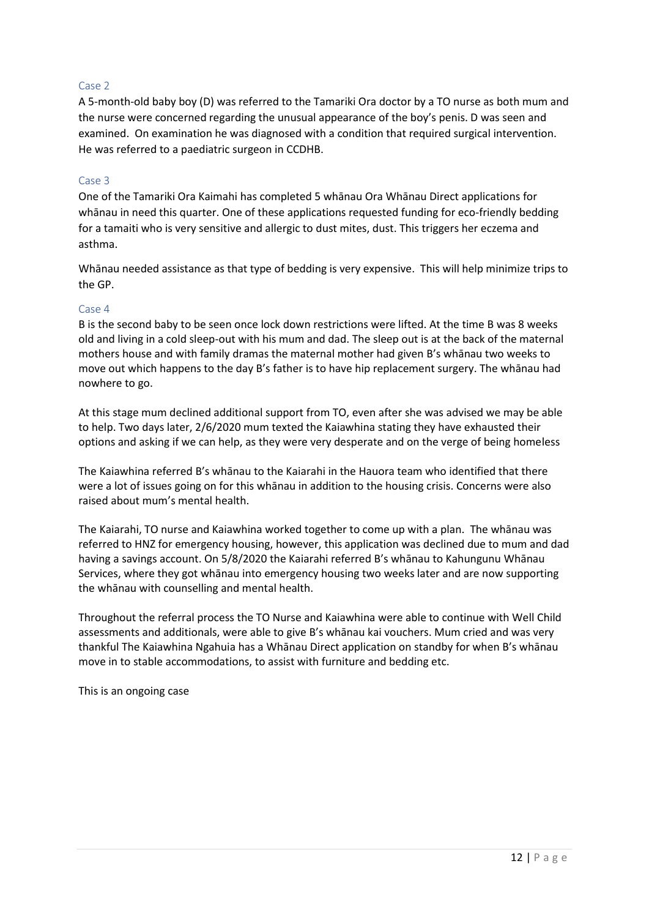### Case 2

A 5-month-old baby boy (D) was referred to the Tamariki Ora doctor by a TO nurse as both mum and the nurse were concerned regarding the unusual appearance of the boy's penis. D was seen and examined. On examination he was diagnosed with a condition that required surgical intervention. He was referred to a paediatric surgeon in CCDHB.

### Case 3

One of the Tamariki Ora Kaimahi has completed 5 whānau Ora Whānau Direct applications for whānau in need this quarter. One of these applications requested funding for eco-friendly bedding for a tamaiti who is very sensitive and allergic to dust mites, dust. This triggers her eczema and asthma.

Whānau needed assistance as that type of bedding is very expensive. This will help minimize trips to the GP.

### Case 4

B is the second baby to be seen once lock down restrictions were lifted. At the time B was 8 weeks old and living in a cold sleep-out with his mum and dad. The sleep out is at the back of the maternal mothers house and with family dramas the maternal mother had given B's whānau two weeks to move out which happens to the day B's father is to have hip replacement surgery. The whānau had nowhere to go.

At this stage mum declined additional support from TO, even after she was advised we may be able to help. Two days later, 2/6/2020 mum texted the Kaiawhina stating they have exhausted their options and asking if we can help, as they were very desperate and on the verge of being homeless

The Kaiawhina referred B's whānau to the Kaiarahi in the Hauora team who identified that there were a lot of issues going on for this whānau in addition to the housing crisis. Concerns were also raised about mum's mental health.

The Kaiarahi, TO nurse and Kaiawhina worked together to come up with a plan. The whānau was referred to HNZ for emergency housing, however, this application was declined due to mum and dad having a savings account. On 5/8/2020 the Kaiarahi referred B's whānau to Kahungunu Whānau Services, where they got whānau into emergency housing two weeks later and are now supporting the whānau with counselling and mental health.

Throughout the referral process the TO Nurse and Kaiawhina were able to continue with Well Child assessments and additionals, were able to give B's whānau kai vouchers. Mum cried and was very thankful The Kaiawhina Ngahuia has a Whānau Direct application on standby for when B's whānau move in to stable accommodations, to assist with furniture and bedding etc.

This is an ongoing case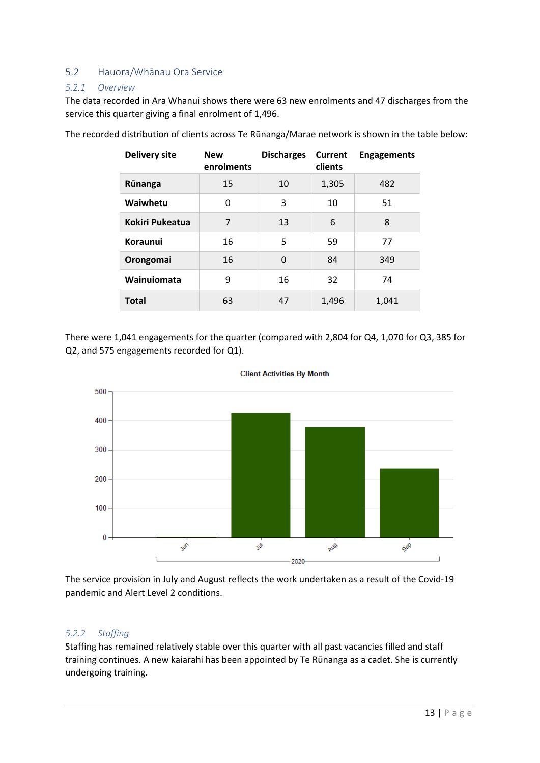## 5.2 Hauora/Whānau Ora Service

### *5.2.1 Overview*

The data recorded in Ara Whanui shows there were 63 new enrolments and 47 discharges from the service this quarter giving a final enrolment of 1,496.

The recorded distribution of clients across Te Rūnanga/Marae network is shown in the table below:

| Delivery site | New enrolments | Discharges | Current clients | Engagements |
|---|---|---|---|---|
| **Rūnanga** | 15 | 10 | 1,305 | 482 |
| **Waiwhetu** | 0 | 3 | 10 | 51 |
| **Kokiri Pukeatua** | 7 | 13 | 6 | 8 |
| **Koraunui** | 16 | 5 | 59 | 77 |
| **Orongomai** | 16 | 0 | 84 | 349 |
| **Wainuiomata** | 9 | 16 | 32 | 74 |
| **Total** | 63 | 47 | 1,496 | 1,041 |

There were 1,041 engagements for the quarter (compared with 2,804 for Q4, 1,070 for Q3, 385 for Q2, and 575 engagements recorded for Q1).

Client Activities By Month

The service provision in July and August reflects the work undertaken as a result of the Covid-19 pandemic and Alert Level 2 conditions.

### *5.2.2 Staffing*

Staffing has remained relatively stable over this quarter with all past vacancies filled and staff training continues. A new kaiarahi has been appointed by Te Rūnanga as a cadet. She is currently undergoing training.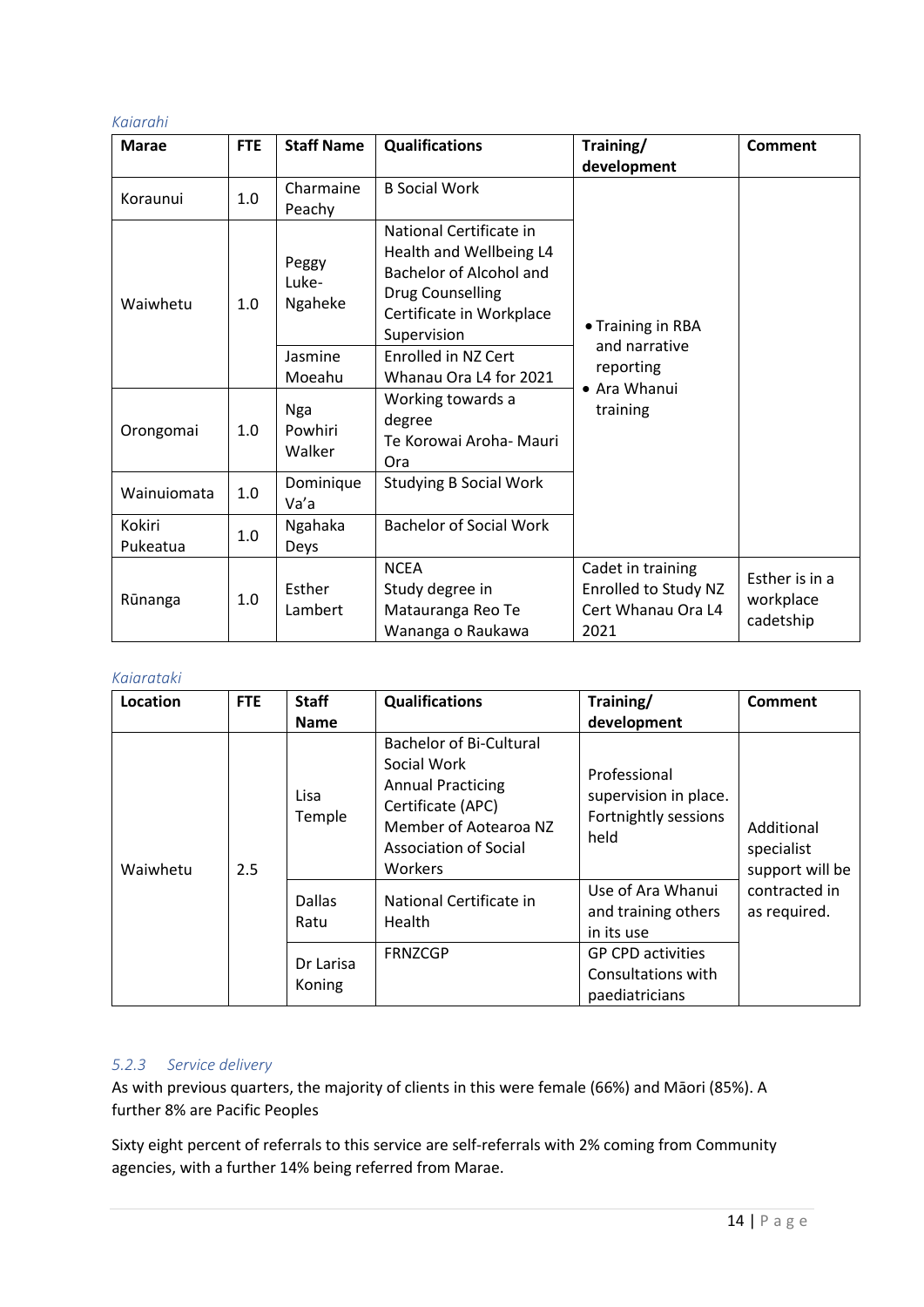*Kaiarahi*

| Marae | FTE | Staff Name | Qualifications | Training/ development | Comment |
|---|---|---|---|---|---|
| Koraunui | 1.0 | Charmaine Peachy | B Social Work | • Training in RBA and narrative reporting<br>• Ara Whanui training | |
| Waiwhetu | 1.0 | Peggy Luke-Ngaheke | National Certificate in Health and Wellbeing L4<br>Bachelor of Alcohol and Drug Counselling<br>Certificate in Workplace Supervision | | |
| | | Jasmine Moeahu | Enrolled in NZ Cert Whanau Ora L4 for 2021 | | |
| Orongomai | 1.0 | Nga Powhiri Walker | Working towards a degree<br>Te Korowai Aroha- Mauri Ora | | |
| Wainuiomata | 1.0 | Dominique Va'a | Studying B Social Work | | |
| Kokiri Pukeatua | 1.0 | Ngahaka Deys | Bachelor of Social Work | | |
| Rūnanga | 1.0 | Esther Lambert | NCEA<br>Study degree in Matauranga Reo Te Wananga o Raukawa | Cadet in training<br>Enrolled to Study NZ Cert Whanau Ora L4 2021 | Esther is in a workplace cadetship |

*Kaiaratak*i

| Location | FTE | Staff Name | Qualifications | Training/ development | Comment |
|---|---|---|---|---|---|
| Waiwhetu | 2.5 | Lisa Temple | Bachelor of Bi-Cultural Social Work<br>Annual Practicing Certificate (APC)<br>Member of Aotearoa NZ Association of Social Workers | Professional supervision in place. Fortnightly sessions held | Additional specialist support will be contracted in as required. |
| | | Dallas Ratu | National Certificate in Health | Use of Ara Whanui and training others in its use | |
| | | Dr Larisa Koning | FRNZCGP | GP CPD activities<br>Consultations with paediatricians | |

### *5.2.3 Service delivery*

As with previous quarters, the majority of clients in this were female (66%) and Māori (85%). A further 8% are Pacific Peoples

Sixty eight percent of referrals to this service are self-referrals with 2% coming from Community agencies, with a further 14% being referred from Marae.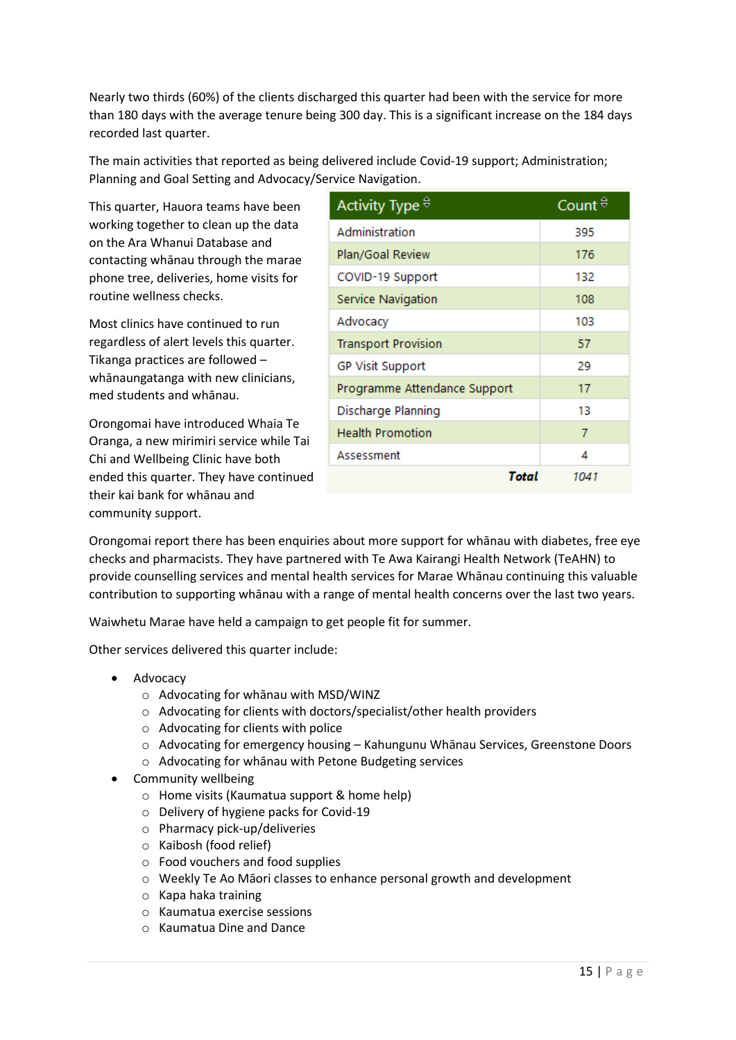Nearly two thirds (60%) of the clients discharged this quarter had been with the service for more than 180 days with the average tenure being 300 day. This is a significant increase on the 184 days recorded last quarter.

The main activities that reported as being delivered include Covid-19 support; Administration; Planning and Goal Setting and Advocacy/Service Navigation.

| Activity Type | Count |
|---|---|
| Administration | 395 |
| Plan/Goal Review | 176 |
| COVID-19 Support | 132 |
| Service Navigation | 108 |
| Advocacy | 103 |
| Transport Provision | 57 |
| GP Visit Support | 29 |
| Programme Attendance Support | 17 |
| Discharge Planning | 13 |
| Health Promotion | 7 |
| Assessment | 4 |
| ***Total*** | *1041* |

This quarter, Hauora teams have been working together to clean up the data on the Ara Whanui Database and contacting whānau through the marae phone tree, deliveries, home visits for routine wellness checks.

Most clinics have continued to run regardless of alert levels this quarter. Tikanga practices are followed – whānaungatanga with new clinicians, med students and whānau.

Orongomai have introduced Whaia Te Oranga, a new mirimiri service while Tai Chi and Wellbeing Clinic have both ended this quarter. They have continued their kai bank for whānau and community support.

Orongomai report there has been enquiries about more support for whānau with diabetes, free eye checks and pharmacists. They have partnered with Te Awa Kairangi Health Network (TeAHN) to provide counselling services and mental health services for Marae Whānau continuing this valuable contribution to supporting whānau with a range of mental health concerns over the last two years.

Waiwhetu Marae have held a campaign to get people fit for summer.

Other services delivered this quarter include:

- Advocacy
    - Advocating for whānau with MSD/WINZ
    - Advocating for clients with doctors/specialist/other health providers
    - Advocating for clients with police
    - Advocating for emergency housing – Kahungunu Whānau Services, Greenstone Doors
    - Advocating for whānau with Petone Budgeting services
- Community wellbeing
    - Home visits (Kaumatua support & home help)
    - Delivery of hygiene packs for Covid-19
    - Pharmacy pick-up/deliveries
    - Kaibosh (food relief)
    - Food vouchers and food supplies
    - Weekly Te Ao Māori classes to enhance personal growth and development
    - Kapa haka training
    - Kaumatua exercise sessions
    - Kaumatua Dine and Dance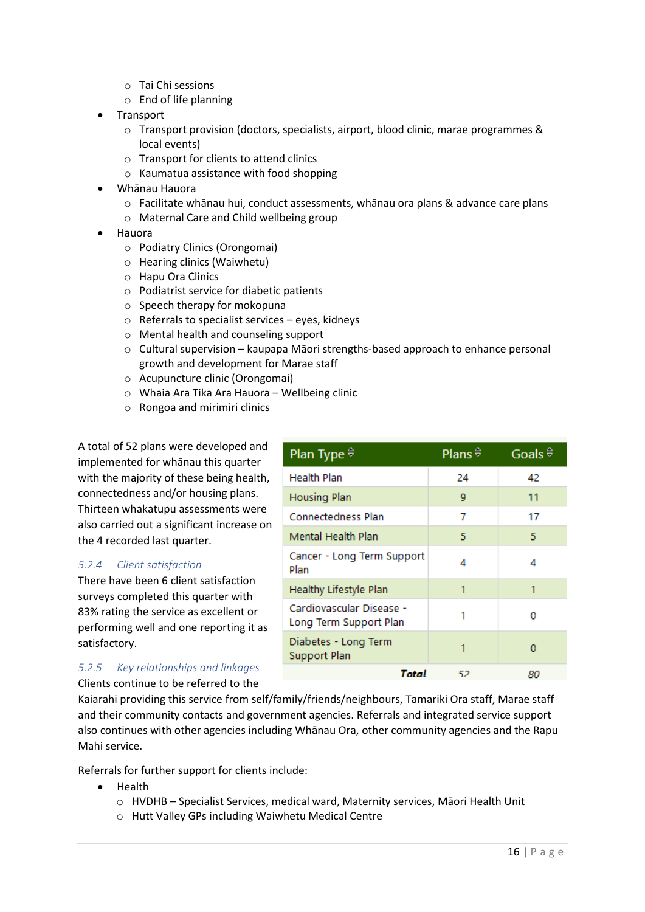- Tai Chi sessions
  - End of life planning
- Transport
  - Transport provision (doctors, specialists, airport, blood clinic, marae programmes & local events)
  - Transport for clients to attend clinics
  - Kaumatua assistance with food shopping
- Whānau Hauora
  - Facilitate whānau hui, conduct assessments, whānau ora plans & advance care plans
  - Maternal Care and Child wellbeing group
- Hauora
  - Podiatry Clinics (Orongomai)
  - Hearing clinics (Waiwhetu)
  - Hapu Ora Clinics
  - Podiatrist service for diabetic patients
  - Speech therapy for mokopuna
  - Referrals to specialist services – eyes, kidneys
  - Mental health and counseling support
  - Cultural supervision – kaupapa Māori strengths-based approach to enhance personal growth and development for Marae staff
  - Acupuncture clinic (Orongomai)
  - Whaia Ara Tika Ara Hauora – Wellbeing clinic
  - Rongoa and mirimiri clinics

A total of 52 plans were developed and implemented for whānau this quarter with the majority of these being health, connectedness and/or housing plans. Thirteen whakatupu assessments were also carried out a significant increase on the 4 recorded last quarter.

| Plan Type | Plans | Goals |
|---|---|---|
| Health Plan | 24 | 42 |
| Housing Plan | 9 | 11 |
| Connectedness Plan | 7 | 17 |
| Mental Health Plan | 5 | 5 |
| Cancer - Long Term Support Plan | 4 | 4 |
| Healthy Lifestyle Plan | 1 | 1 |
| Cardiovascular Disease - Long Term Support Plan | 1 | 0 |
| Diabetes - Long Term Support Plan | 1 | 0 |
| ***Total*** | *52* | *80* |

### *5.2.4 Client satisfaction*

There have been 6 client satisfaction surveys completed this quarter with 83% rating the service as excellent or performing well and one reporting it as satisfactory.

### *5.2.5 Key relationships and linkages*

Clients continue to be referred to the Kaiarahi providing this service from self/family/friends/neighbours, Tamariki Ora staff, Marae staff and their community contacts and government agencies. Referrals and integrated service support also continues with other agencies including Whānau Ora, other community agencies and the Rapu Mahi service.

Referrals for further support for clients include:

- Health
  - HVDHB – Specialist Services, medical ward, Maternity services, Māori Health Unit
  - Hutt Valley GPs including Waiwhetu Medical Centre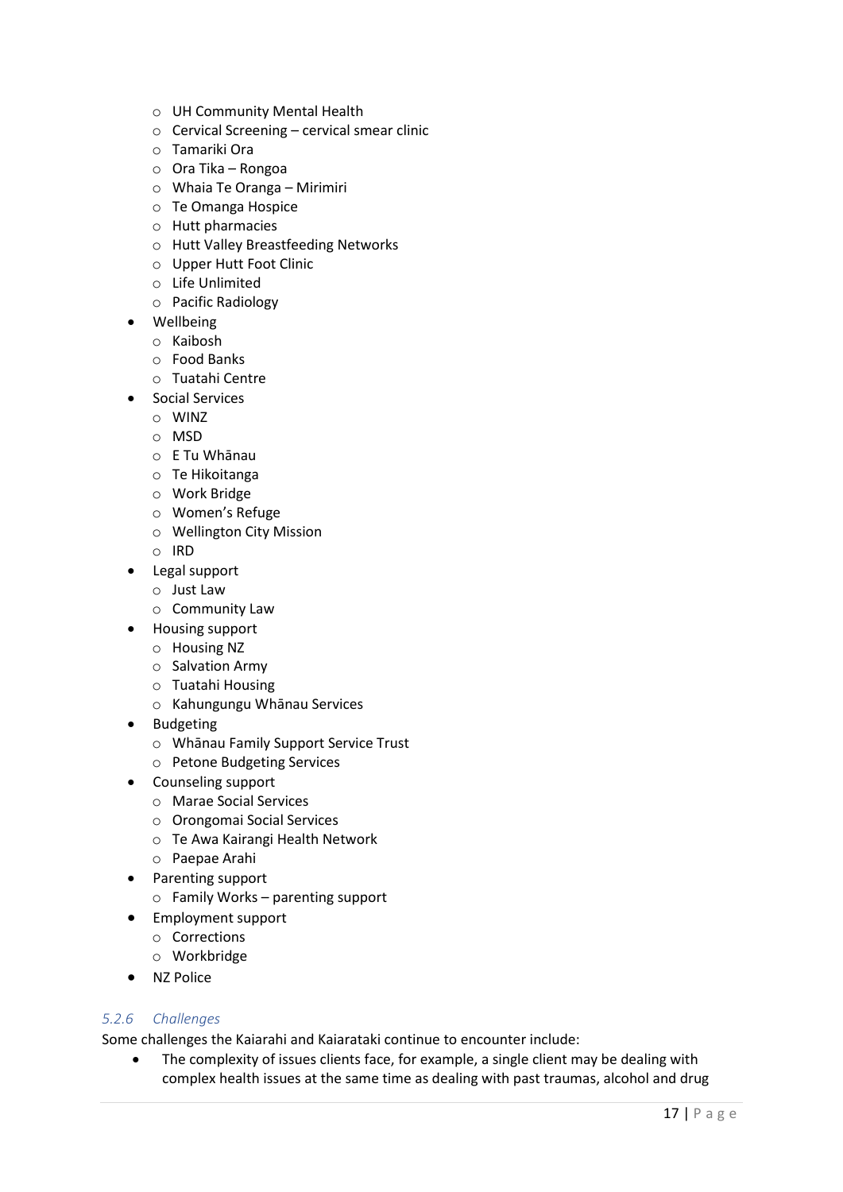- UH Community Mental Health
  - Cervical Screening – cervical smear clinic
  - Tamariki Ora
  - Ora Tika – Rongoa
  - Whaia Te Oranga – Mirimiri
  - Te Omanga Hospice
  - Hutt pharmacies
  - Hutt Valley Breastfeeding Networks
  - Upper Hutt Foot Clinic
  - Life Unlimited
  - Pacific Radiology
- Wellbeing
  - Kaibosh
  - Food Banks
  - Tuatahi Centre
- Social Services
  - WINZ
  - MSD
  - E Tu Whānau
  - Te Hikoitanga
  - Work Bridge
  - Women's Refuge
  - Wellington City Mission
  - IRD
- Legal support
  - Just Law
  - Community Law
- Housing support
  - Housing NZ
  - Salvation Army
  - Tuatahi Housing
  - Kahungungu Whānau Services
- Budgeting
  - Whānau Family Support Service Trust
  - Petone Budgeting Services
- Counseling support
  - Marae Social Services
  - Orongomai Social Services
  - Te Awa Kairangi Health Network
  - Paepae Arahi
- Parenting support
  - Family Works – parenting support
- Employment support
  - Corrections
  - Workbridge
- NZ Police

#### *5.2.6 Challenges*

Some challenges the Kaiarahi and Kaiarataki continue to encounter include:

- The complexity of issues clients face, for example, a single client may be dealing with complex health issues at the same time as dealing with past traumas, alcohol and drug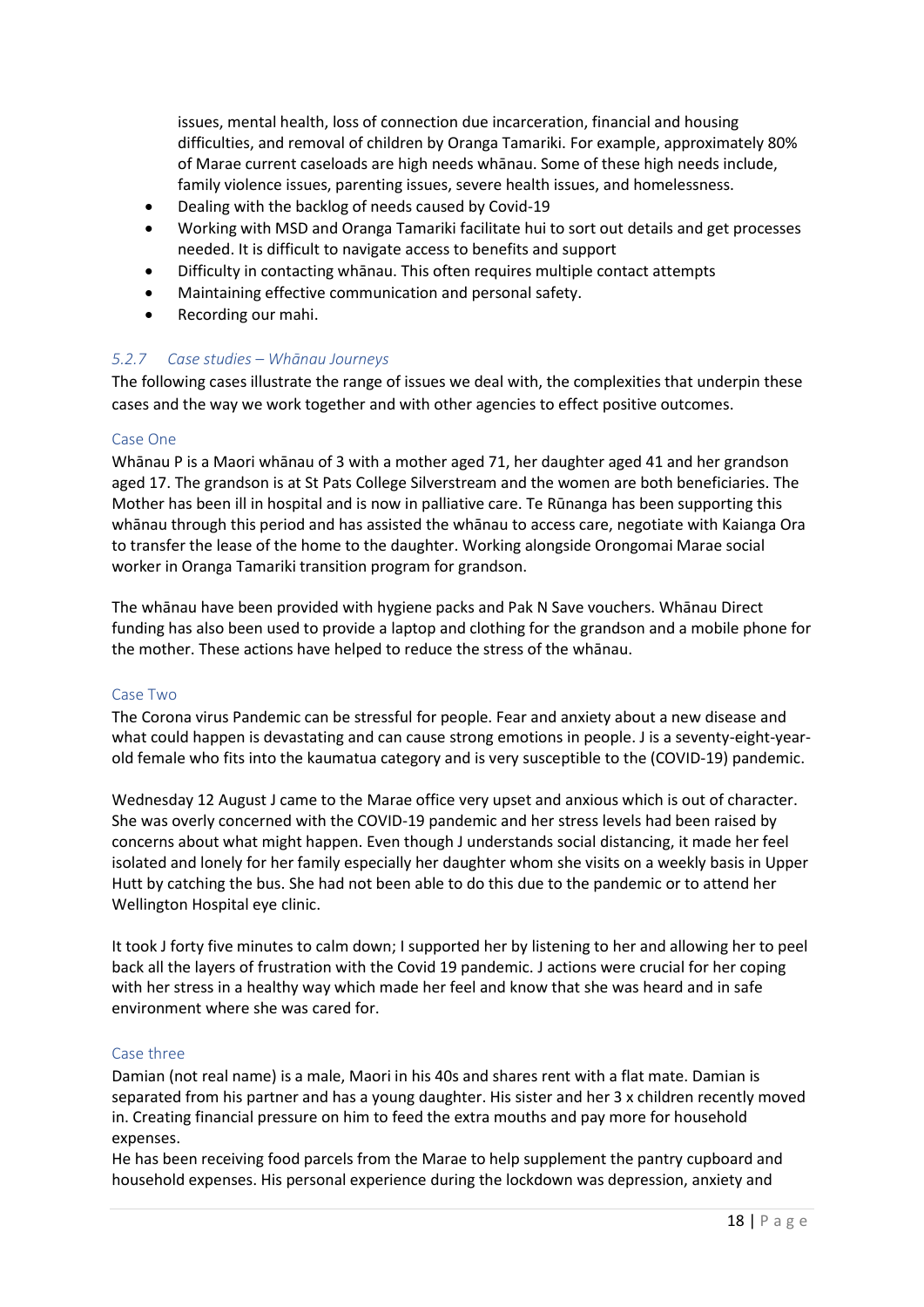issues, mental health, loss of connection due incarceration, financial and housing difficulties, and removal of children by Oranga Tamariki. For example, approximately 80% of Marae current caseloads are high needs whānau. Some of these high needs include, family violence issues, parenting issues, severe health issues, and homelessness.

- Dealing with the backlog of needs caused by Covid-19
- Working with MSD and Oranga Tamariki facilitate hui to sort out details and get processes needed. It is difficult to navigate access to benefits and support
- Difficulty in contacting whānau. This often requires multiple contact attempts
- Maintaining effective communication and personal safety.
- Recording our mahi.

#### *5.2.7 Case studies – Whānau Journeys*

The following cases illustrate the range of issues we deal with, the complexities that underpin these cases and the way we work together and with other agencies to effect positive outcomes.

##### Case One

Whānau P is a Maori whānau of 3 with a mother aged 71, her daughter aged 41 and her grandson aged 17. The grandson is at St Pats College Silverstream and the women are both beneficiaries. The Mother has been ill in hospital and is now in palliative care. Te Rūnanga has been supporting this whānau through this period and has assisted the whānau to access care, negotiate with Kaianga Ora to transfer the lease of the home to the daughter. Working alongside Orongomai Marae social worker in Oranga Tamariki transition program for grandson.

The whānau have been provided with hygiene packs and Pak N Save vouchers. Whānau Direct funding has also been used to provide a laptop and clothing for the grandson and a mobile phone for the mother. These actions have helped to reduce the stress of the whānau.

##### Case Two

The Corona virus Pandemic can be stressful for people. Fear and anxiety about a new disease and what could happen is devastating and can cause strong emotions in people. J is a seventy-eight-year-old female who fits into the kaumatua category and is very susceptible to the (COVID-19) pandemic.

Wednesday 12 August J came to the Marae office very upset and anxious which is out of character. She was overly concerned with the COVID-19 pandemic and her stress levels had been raised by concerns about what might happen. Even though J understands social distancing, it made her feel isolated and lonely for her family especially her daughter whom she visits on a weekly basis in Upper Hutt by catching the bus. She had not been able to do this due to the pandemic or to attend her Wellington Hospital eye clinic.

It took J forty five minutes to calm down; I supported her by listening to her and allowing her to peel back all the layers of frustration with the Covid 19 pandemic. J actions were crucial for her coping with her stress in a healthy way which made her feel and know that she was heard and in safe environment where she was cared for.

##### Case three

Damian (not real name) is a male, Maori in his 40s and shares rent with a flat mate. Damian is separated from his partner and has a young daughter. His sister and her 3 x children recently moved in. Creating financial pressure on him to feed the extra mouths and pay more for household expenses.

He has been receiving food parcels from the Marae to help supplement the pantry cupboard and household expenses. His personal experience during the lockdown was depression, anxiety and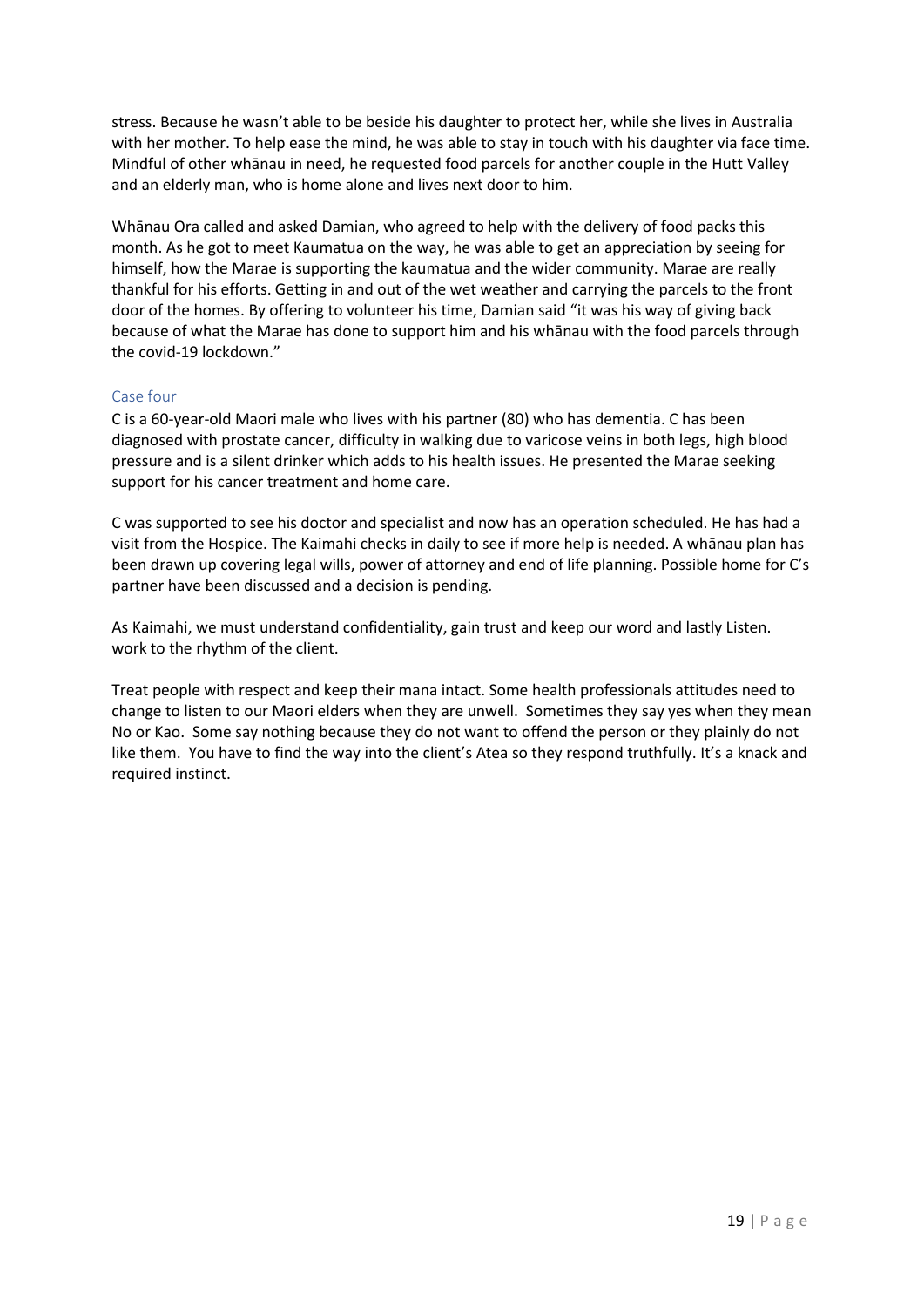stress. Because he wasn't able to be beside his daughter to protect her, while she lives in Australia with her mother. To help ease the mind, he was able to stay in touch with his daughter via face time. Mindful of other whānau in need, he requested food parcels for another couple in the Hutt Valley and an elderly man, who is home alone and lives next door to him.

Whānau Ora called and asked Damian, who agreed to help with the delivery of food packs this month. As he got to meet Kaumatua on the way, he was able to get an appreciation by seeing for himself, how the Marae is supporting the kaumatua and the wider community. Marae are really thankful for his efforts. Getting in and out of the wet weather and carrying the parcels to the front door of the homes. By offering to volunteer his time, Damian said "it was his way of giving back because of what the Marae has done to support him and his whānau with the food parcels through the covid-19 lockdown."

### Case four

C is a 60-year-old Maori male who lives with his partner (80) who has dementia. C has been diagnosed with prostate cancer, difficulty in walking due to varicose veins in both legs, high blood pressure and is a silent drinker which adds to his health issues. He presented the Marae seeking support for his cancer treatment and home care.

C was supported to see his doctor and specialist and now has an operation scheduled. He has had a visit from the Hospice. The Kaimahi checks in daily to see if more help is needed. A whānau plan has been drawn up covering legal wills, power of attorney and end of life planning. Possible home for C's partner have been discussed and a decision is pending.

As Kaimahi, we must understand confidentiality, gain trust and keep our word and lastly Listen. work to the rhythm of the client.

Treat people with respect and keep their mana intact. Some health professionals attitudes need to change to listen to our Maori elders when they are unwell. Sometimes they say yes when they mean No or Kao. Some say nothing because they do not want to offend the person or they plainly do not like them. You have to find the way into the client's Atea so they respond truthfully. It's a knack and required instinct.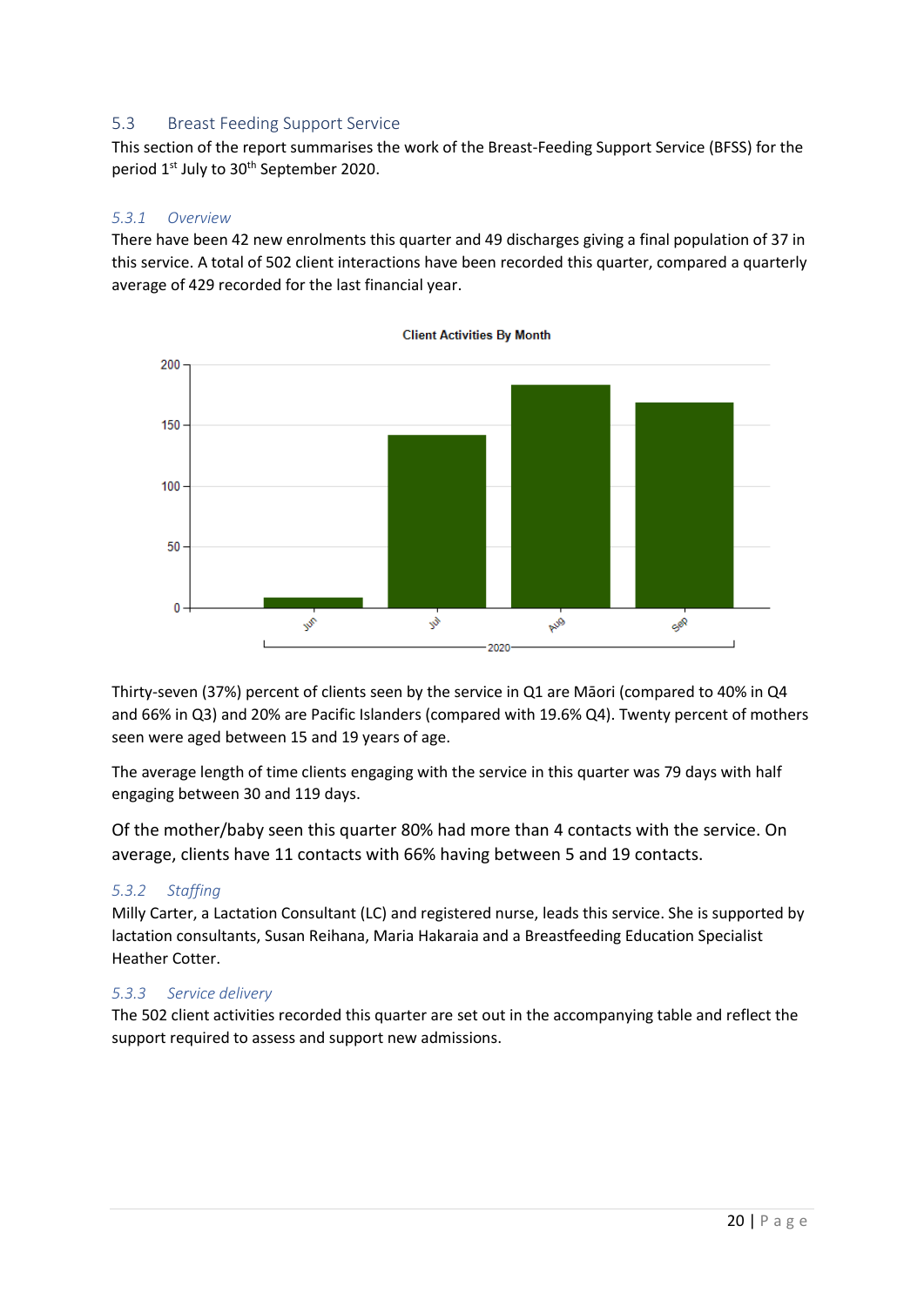## 5.3 Breast Feeding Support Service

This section of the report summarises the work of the Breast-Feeding Support Service (BFSS) for the period 1st July to 30th September 2020.

### 5.3.1 Overview

There have been 42 new enrolments this quarter and 49 discharges giving a final population of 37 in this service. A total of 502 client interactions have been recorded this quarter, compared a quarterly average of 429 recorded for the last financial year.

Client Activities By Month

Thirty-seven (37%) percent of clients seen by the service in Q1 are Māori (compared to 40% in Q4 and 66% in Q3) and 20% are Pacific Islanders (compared with 19.6% Q4). Twenty percent of mothers seen were aged between 15 and 19 years of age.

The average length of time clients engaging with the service in this quarter was 79 days with half engaging between 30 and 119 days.

Of the mother/baby seen this quarter 80% had more than 4 contacts with the service. On average, clients have 11 contacts with 66% having between 5 and 19 contacts.

### 5.3.2 Staffing

Milly Carter, a Lactation Consultant (LC) and registered nurse, leads this service. She is supported by lactation consultants, Susan Reihana, Maria Hakaraia and a Breastfeeding Education Specialist Heather Cotter.

### 5.3.3 Service delivery

The 502 client activities recorded this quarter are set out in the accompanying table and reflect the support required to assess and support new admissions.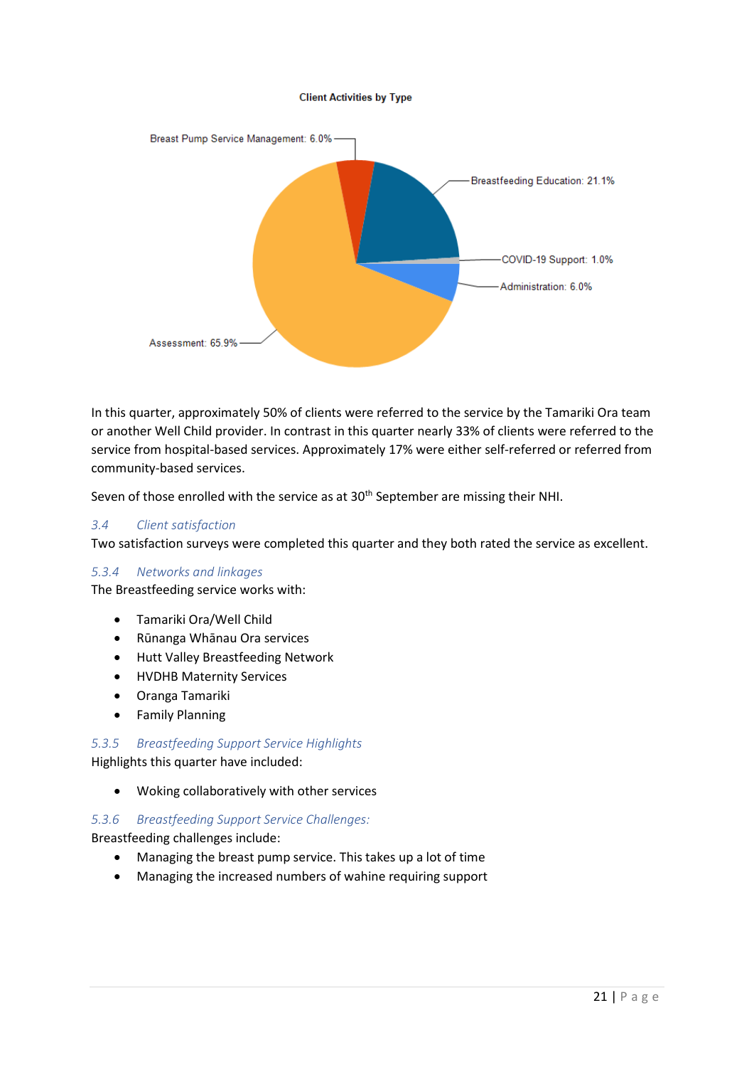Client Activities by Type

- Breast Pump Service Management: 6.0%
- Breastfeeding Education: 21.1%
- COVID-19 Support: 1.0%
- Administration: 6.0%
- Assessment: 65.9%

In this quarter, approximately 50% of clients were referred to the service by the Tamariki Ora team or another Well Child provider. In contrast in this quarter nearly 33% of clients were referred to the service from hospital-based services. Approximately 17% were either self-referred or referred from community-based services.

Seven of those enrolled with the service as at 30th September are missing their NHI.

### 3.4 Client satisfaction

Two satisfaction surveys were completed this quarter and they both rated the service as excellent.

### 5.3.4 Networks and linkages

The Breastfeeding service works with:

- Tamariki Ora/Well Child
- Rūnanga Whānau Ora services
- Hutt Valley Breastfeeding Network
- HVDHB Maternity Services
- Oranga Tamariki
- Family Planning

### 5.3.5 Breastfeeding Support Service Highlights

Highlights this quarter have included:

- Woking collaboratively with other services

### 5.3.6 Breastfeeding Support Service Challenges:

Breastfeeding challenges include:

- Managing the breast pump service. This takes up a lot of time
- Managing the increased numbers of wahine requiring support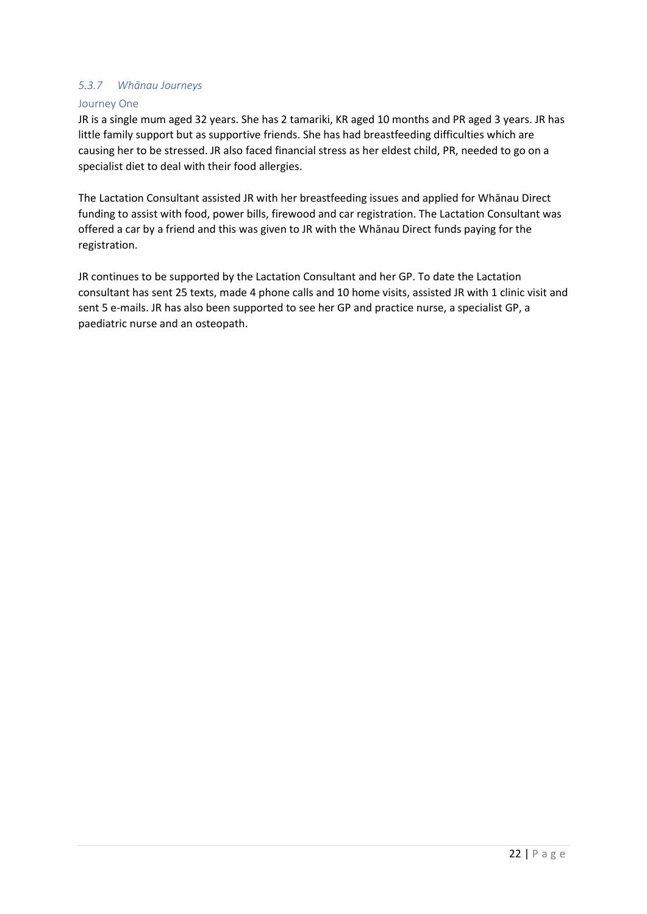### *5.3.7 Whānau Journeys*

#### Journey One

JR is a single mum aged 32 years. She has 2 tamariki, KR aged 10 months and PR aged 3 years. JR has little family support but as supportive friends. She has had breastfeeding difficulties which are causing her to be stressed. JR also faced financial stress as her eldest child, PR, needed to go on a specialist diet to deal with their food allergies.

The Lactation Consultant assisted JR with her breastfeeding issues and applied for Whānau Direct funding to assist with food, power bills, firewood and car registration. The Lactation Consultant was offered a car by a friend and this was given to JR with the Whānau Direct funds paying for the registration.

JR continues to be supported by the Lactation Consultant and her GP. To date the Lactation consultant has sent 25 texts, made 4 phone calls and 10 home visits, assisted JR with 1 clinic visit and sent 5 e-mails. JR has also been supported to see her GP and practice nurse, a specialist GP, a paediatric nurse and an osteopath.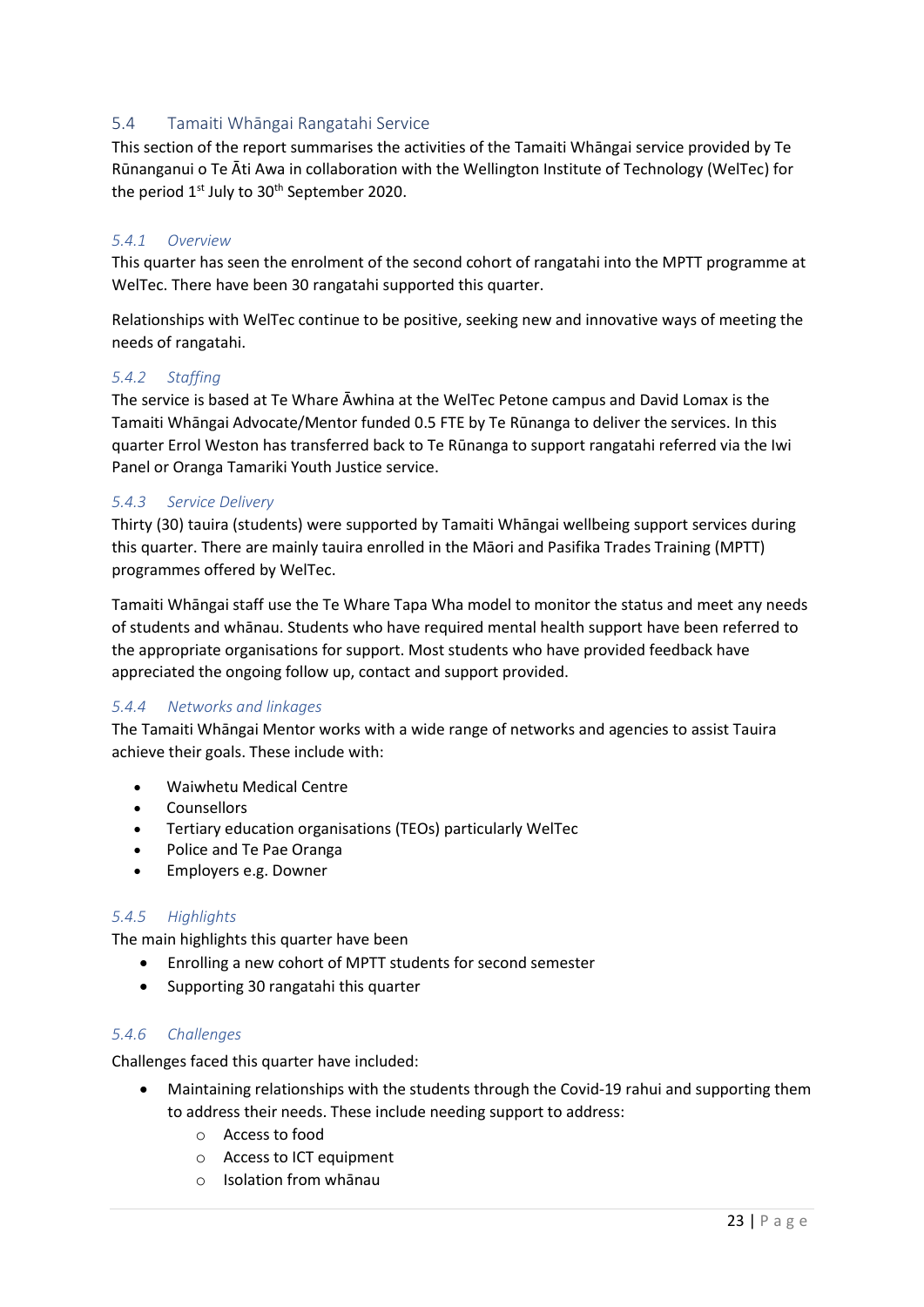## 5.4 Tamaiti Whāngai Rangatahi Service

This section of the report summarises the activities of the Tamaiti Whāngai service provided by Te Rūnanganui o Te Āti Awa in collaboration with the Wellington Institute of Technology (WelTec) for the period 1st July to 30th September 2020.

### *5.4.1 Overview*

This quarter has seen the enrolment of the second cohort of rangatahi into the MPTT programme at WelTec. There have been 30 rangatahi supported this quarter.

Relationships with WelTec continue to be positive, seeking new and innovative ways of meeting the needs of rangatahi.

### *5.4.2 Staffing*

The service is based at Te Whare Āwhina at the WelTec Petone campus and David Lomax is the Tamaiti Whāngai Advocate/Mentor funded 0.5 FTE by Te Rūnanga to deliver the services. In this quarter Errol Weston has transferred back to Te Rūnanga to support rangatahi referred via the Iwi Panel or Oranga Tamariki Youth Justice service.

### *5.4.3 Service Delivery*

Thirty (30) tauira (students) were supported by Tamaiti Whāngai wellbeing support services during this quarter. There are mainly tauira enrolled in the Māori and Pasifika Trades Training (MPTT) programmes offered by WelTec.

Tamaiti Whāngai staff use the Te Whare Tapa Wha model to monitor the status and meet any needs of students and whānau. Students who have required mental health support have been referred to the appropriate organisations for support. Most students who have provided feedback have appreciated the ongoing follow up, contact and support provided.

### *5.4.4 Networks and linkages*

The Tamaiti Whāngai Mentor works with a wide range of networks and agencies to assist Tauira achieve their goals. These include with:

- Waiwhetu Medical Centre
- Counsellors
- Tertiary education organisations (TEOs) particularly WelTec
- Police and Te Pae Oranga
- Employers e.g. Downer

### *5.4.5 Highlights*

The main highlights this quarter have been

- Enrolling a new cohort of MPTT students for second semester
- Supporting 30 rangatahi this quarter

### *5.4.6 Challenges*

Challenges faced this quarter have included:

- Maintaining relationships with the students through the Covid-19 rahui and supporting them to address their needs. These include needing support to address:
  - Access to food
  - Access to ICT equipment
  - Isolation from whānau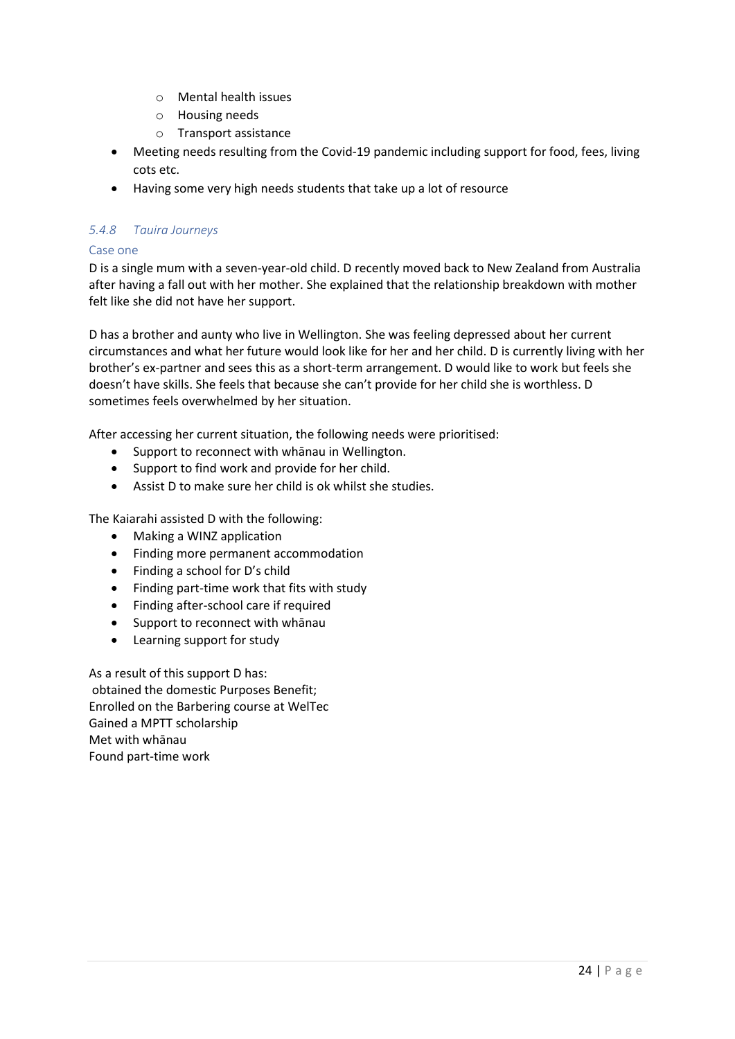- Mental health issues
  - Housing needs
  - Transport assistance
- Meeting needs resulting from the Covid-19 pandemic including support for food, fees, living cots etc.
- Having some very high needs students that take up a lot of resource

#### *5.4.8 Tauira Journeys*

##### Case one

D is a single mum with a seven-year-old child. D recently moved back to New Zealand from Australia after having a fall out with her mother. She explained that the relationship breakdown with mother felt like she did not have her support.

D has a brother and aunty who live in Wellington. She was feeling depressed about her current circumstances and what her future would look like for her and her child. D is currently living with her brother's ex-partner and sees this as a short-term arrangement. D would like to work but feels she doesn't have skills. She feels that because she can't provide for her child she is worthless. D sometimes feels overwhelmed by her situation.

After accessing her current situation, the following needs were prioritised:

- Support to reconnect with whānau in Wellington.
- Support to find work and provide for her child.
- Assist D to make sure her child is ok whilst she studies.

The Kaiarahi assisted D with the following:

- Making a WINZ application
- Finding more permanent accommodation
- Finding a school for D's child
- Finding part-time work that fits with study
- Finding after-school care if required
- Support to reconnect with whānau
- Learning support for study

As a result of this support D has:
obtained the domestic Purposes Benefit;
Enrolled on the Barbering course at WelTec
Gained a MPTT scholarship
Met with whānau
Found part-time work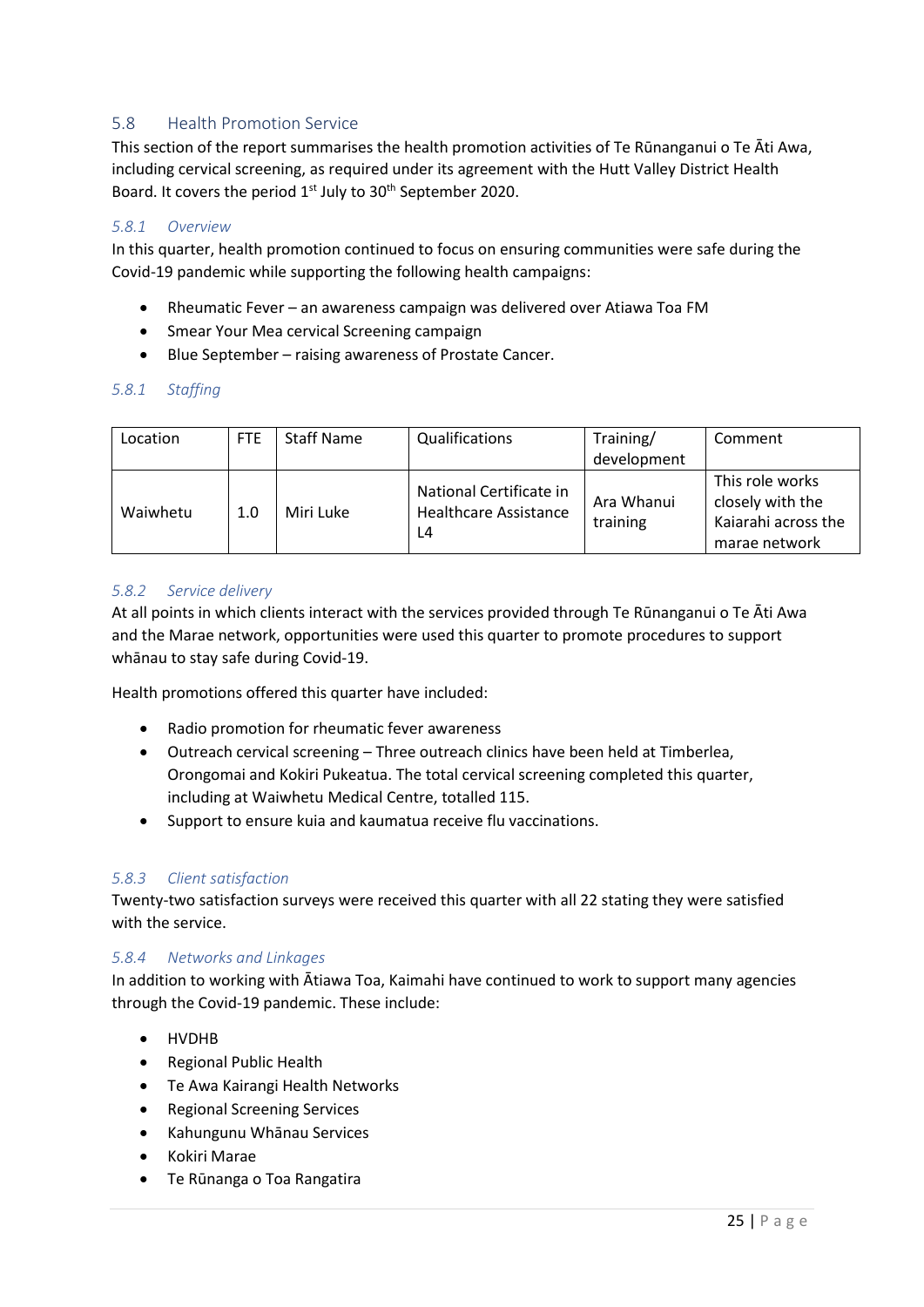## 5.8 Health Promotion Service

This section of the report summarises the health promotion activities of Te Rūnanganui o Te Āti Awa, including cervical screening, as required under its agreement with the Hutt Valley District Health Board. It covers the period 1st July to 30th September 2020.

### *5.8.1 Overview*

In this quarter, health promotion continued to focus on ensuring communities were safe during the Covid-19 pandemic while supporting the following health campaigns:

- Rheumatic Fever – an awareness campaign was delivered over Atiawa Toa FM
- Smear Your Mea cervical Screening campaign
- Blue September – raising awareness of Prostate Cancer.

### *5.8.1 Staffing*

| Location | FTE | Staff Name | Qualifications | Training/ development | Comment |
|---|---|---|---|---|---|
| Waiwhetu | 1.0 | Miri Luke | National Certificate in Healthcare Assistance L4 | Ara Whanui training | This role works closely with the Kaiarahi across the marae network |

### *5.8.2 Service delivery*

At all points in which clients interact with the services provided through Te Rūnanganui o Te Āti Awa and the Marae network, opportunities were used this quarter to promote procedures to support whānau to stay safe during Covid-19.

Health promotions offered this quarter have included:

- Radio promotion for rheumatic fever awareness
- Outreach cervical screening – Three outreach clinics have been held at Timberlea, Orongomai and Kokiri Pukeatua. The total cervical screening completed this quarter, including at Waiwhetu Medical Centre, totalled 115.
- Support to ensure kuia and kaumatua receive flu vaccinations.

### *5.8.3 Client satisfaction*

Twenty-two satisfaction surveys were received this quarter with all 22 stating they were satisfied with the service.

### *5.8.4 Networks and Linkages*

In addition to working with Ātiawa Toa, Kaimahi have continued to work to support many agencies through the Covid-19 pandemic. These include:

- HVDHB
- Regional Public Health
- Te Awa Kairangi Health Networks
- Regional Screening Services
- Kahungunu Whānau Services
- Kokiri Marae
- Te Rūnanga o Toa Rangatira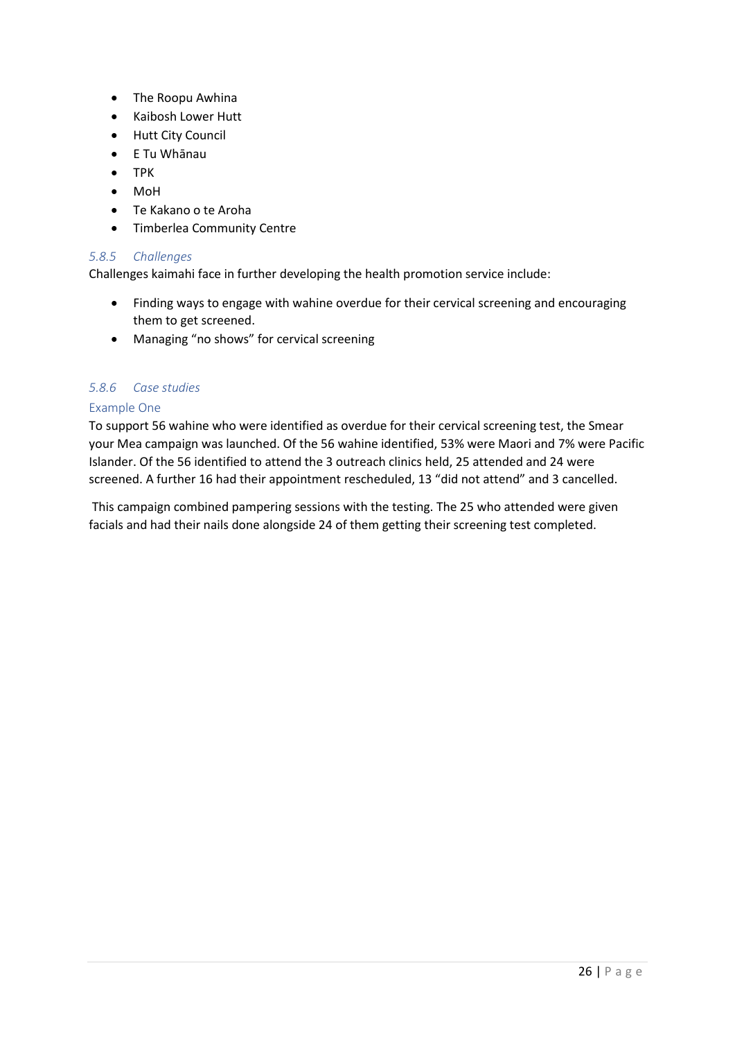- The Roopu Awhina
- Kaibosh Lower Hutt
- Hutt City Council
- E Tu Whānau
- TPK
- MoH
- Te Kakano o te Aroha
- Timberlea Community Centre

### *5.8.5 Challenges*

Challenges kaimahi face in further developing the health promotion service include:

- Finding ways to engage with wahine overdue for their cervical screening and encouraging them to get screened.
- Managing "no shows" for cervical screening

### *5.8.6 Case studies*

#### Example One

To support 56 wahine who were identified as overdue for their cervical screening test, the Smear your Mea campaign was launched. Of the 56 wahine identified, 53% were Maori and 7% were Pacific Islander. Of the 56 identified to attend the 3 outreach clinics held, 25 attended and 24 were screened. A further 16 had their appointment rescheduled, 13 "did not attend" and 3 cancelled.

This campaign combined pampering sessions with the testing. The 25 who attended were given facials and had their nails done alongside 24 of them getting their screening test completed.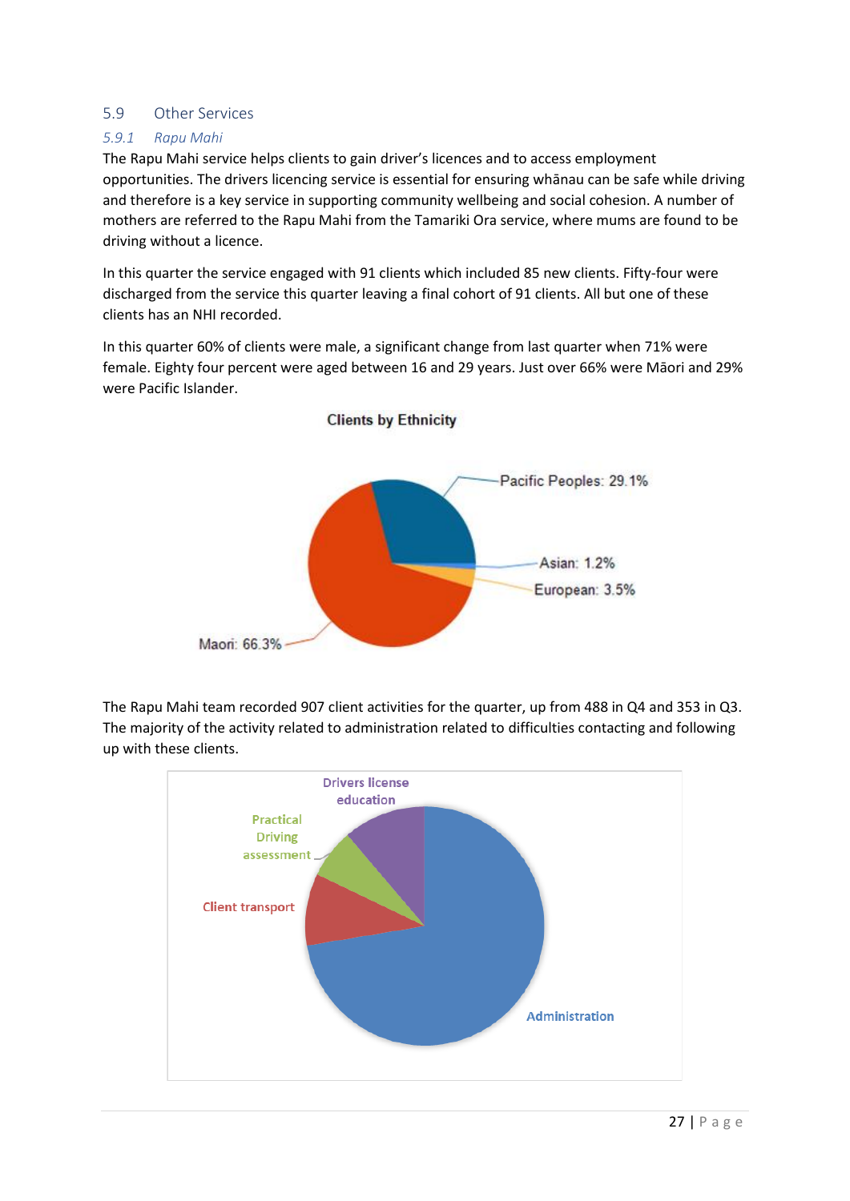## 5.9 Other Services

### *5.9.1 Rapu Mahi*

The Rapu Mahi service helps clients to gain driver's licences and to access employment opportunities. The drivers licencing service is essential for ensuring whānau can be safe while driving and therefore is a key service in supporting community wellbeing and social cohesion. A number of mothers are referred to the Rapu Mahi from the Tamariki Ora service, where mums are found to be driving without a licence.

In this quarter the service engaged with 91 clients which included 85 new clients. Fifty-four were discharged from the service this quarter leaving a final cohort of 91 clients. All but one of these clients has an NHI recorded.

In this quarter 60% of clients were male, a significant change from last quarter when 71% were female. Eighty four percent were aged between 16 and 29 years. Just over 66% were Māori and 29% were Pacific Islander.

**Clients by Ethnicity**

| Ethnicity | Percentage |
|---|---|
| Maori | 66.3% |
| Pacific Peoples | 29.1% |
| European | 3.5% |
| Asian | 1.2% |

The Rapu Mahi team recorded 907 client activities for the quarter, up from 488 in Q4 and 353 in Q3. The majority of the activity related to administration related to difficulties contacting and following up with these clients.

Drivers license education

Practical Driving assessment

Client transport

Administration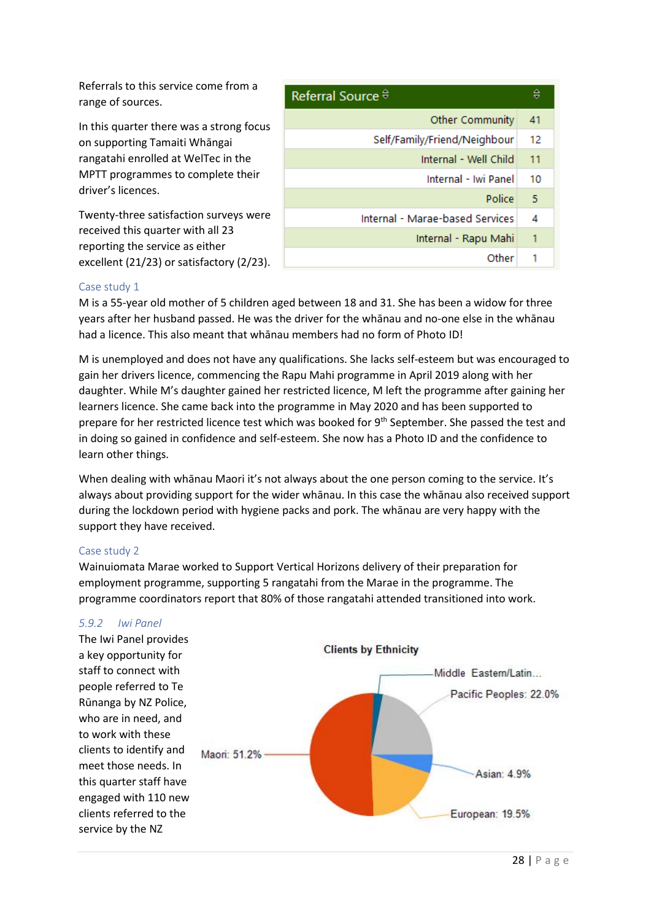Referrals to this service come from a range of sources.

In this quarter there was a strong focus on supporting Tamaiti Whāngai rangatahi enrolled at WelTec in the MPTT programmes to complete their driver's licences.

Twenty-three satisfaction surveys were received this quarter with all 23 reporting the service as either excellent (21/23) or satisfactory (2/23).

| Referral Source | |
|---|---|
| Other Community | 41 |
| Self/Family/Friend/Neighbour | 12 |
| Internal - Well Child | 11 |
| Internal - Iwi Panel | 10 |
| Police | 5 |
| Internal - Marae-based Services | 4 |
| Internal - Rapu Mahi | 1 |
| Other | 1 |

#### Case study 1

M is a 55-year old mother of 5 children aged between 18 and 31. She has been a widow for three years after her husband passed. He was the driver for the whānau and no-one else in the whānau had a licence. This also meant that whānau members had no form of Photo ID!

M is unemployed and does not have any qualifications. She lacks self-esteem but was encouraged to gain her drivers licence, commencing the Rapu Mahi programme in April 2019 along with her daughter. While M's daughter gained her restricted licence, M left the programme after gaining her learners licence. She came back into the programme in May 2020 and has been supported to prepare for her restricted licence test which was booked for 9th September. She passed the test and in doing so gained in confidence and self-esteem. She now has a Photo ID and the confidence to learn other things.

When dealing with whānau Maori it's not always about the one person coming to the service. It's always about providing support for the wider whānau. In this case the whānau also received support during the lockdown period with hygiene packs and pork. The whānau are very happy with the support they have received.

#### Case study 2

Wainuiomata Marae worked to Support Vertical Horizons delivery of their preparation for employment programme, supporting 5 rangatahi from the Marae in the programme. The programme coordinators report that 80% of those rangatahi attended transitioned into work.

### *5.9.2 Iwi Panel*

The Iwi Panel provides a key opportunity for staff to connect with people referred to Te Rūnanga by NZ Police, who are in need, and to work with these clients to identify and meet those needs. In this quarter staff have engaged with 110 new clients referred to the service by the NZ

**Clients by Ethnicity**

- Maori: 51.2%
- Pacific Peoples: 22.0%
- European: 19.5%
- Asian: 4.9%
- Middle Eastern/Latin...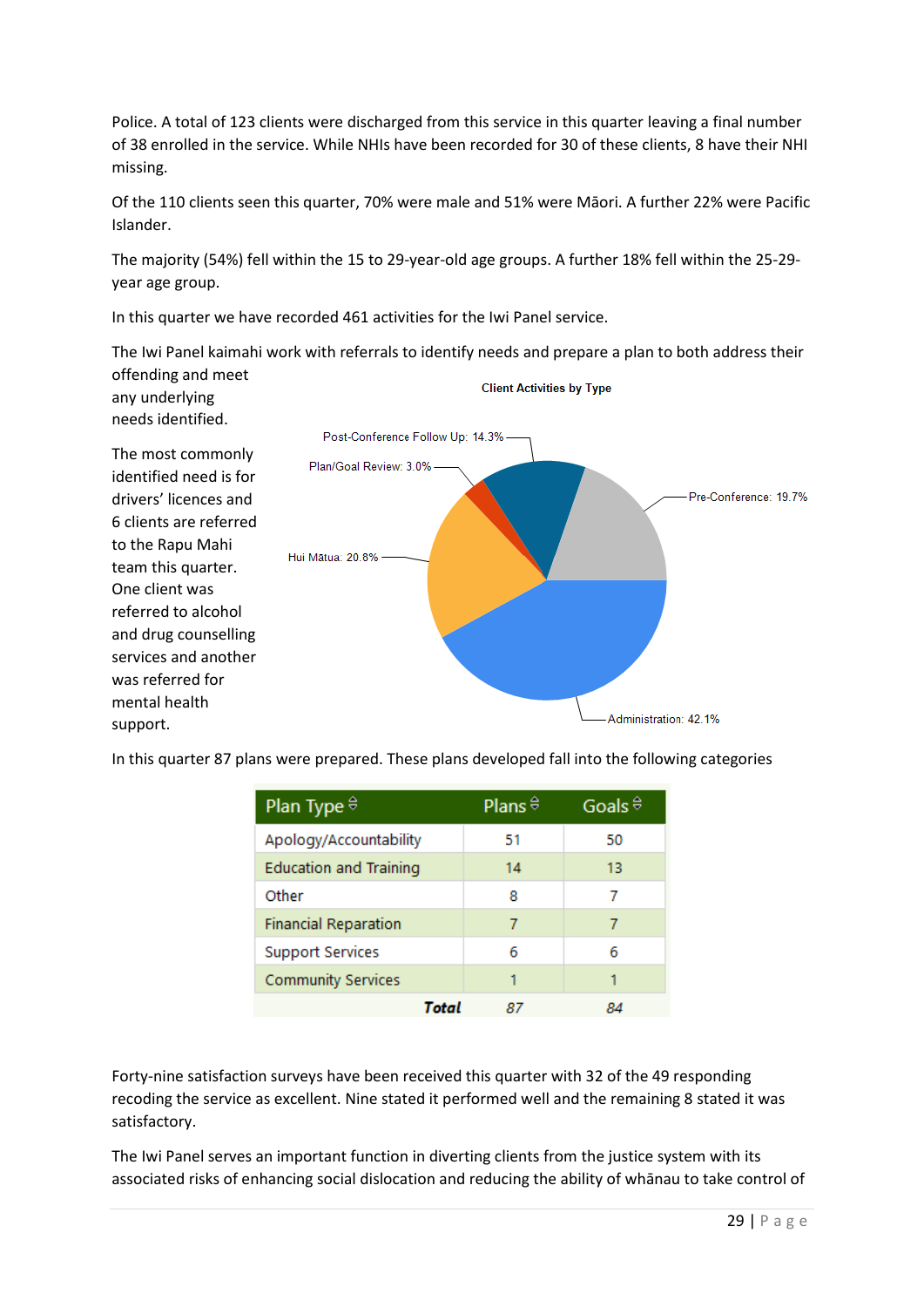Police. A total of 123 clients were discharged from this service in this quarter leaving a final number of 38 enrolled in the service. While NHIs have been recorded for 30 of these clients, 8 have their NHI missing.

Of the 110 clients seen this quarter, 70% were male and 51% were Māori. A further 22% were Pacific Islander.

The majority (54%) fell within the 15 to 29-year-old age groups. A further 18% fell within the 25-29-year age group.

In this quarter we have recorded 461 activities for the Iwi Panel service.

The Iwi Panel kaimahi work with referrals to identify needs and prepare a plan to both address their offending and meet any underlying needs identified.

The most commonly identified need is for drivers' licences and 6 clients are referred to the Rapu Mahi team this quarter. One client was referred to alcohol and drug counselling services and another was referred for mental health support.

**Client Activities by Type**

- Administration: 42.1%
- Hui Mātua: 20.8%
- Pre-Conference: 19.7%
- Post-Conference Follow Up: 14.3%
- Plan/Goal Review: 3.0%

In this quarter 87 plans were prepared. These plans developed fall into the following categories

| Plan Type | Plans | Goals |
|---|---|---|
| Apology/Accountability | 51 | 50 |
| Education and Training | 14 | 13 |
| Other | 8 | 7 |
| Financial Reparation | 7 | 7 |
| Support Services | 6 | 6 |
| Community Services | 1 | 1 |
| ***Total*** | *87* | *84* |

Forty-nine satisfaction surveys have been received this quarter with 32 of the 49 responding recoding the service as excellent. Nine stated it performed well and the remaining 8 stated it was satisfactory.

The Iwi Panel serves an important function in diverting clients from the justice system with its associated risks of enhancing social dislocation and reducing the ability of whānau to take control of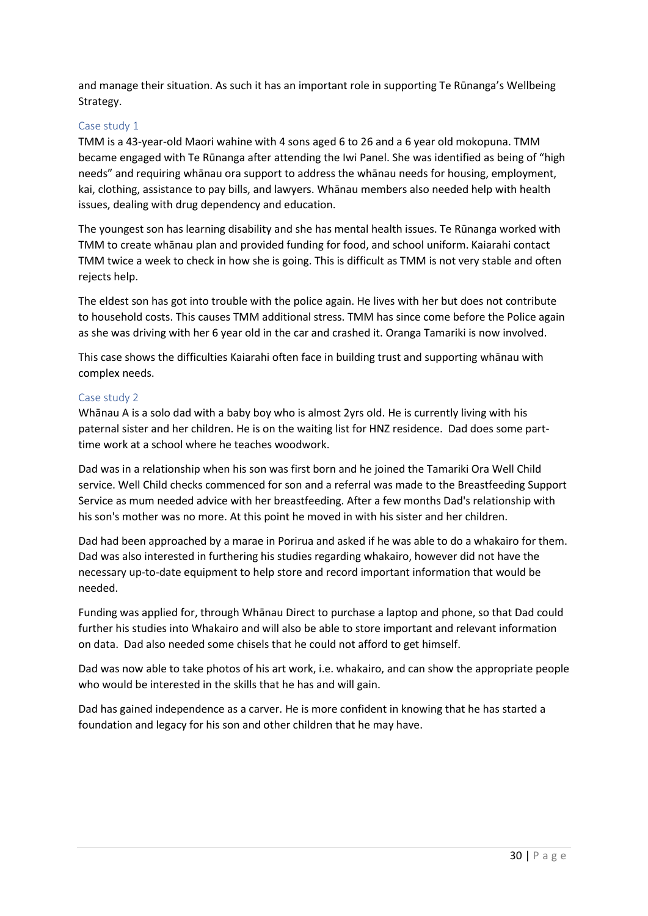and manage their situation. As such it has an important role in supporting Te Rūnanga's Wellbeing Strategy.

### Case study 1

TMM is a 43-year-old Maori wahine with 4 sons aged 6 to 26 and a 6 year old mokopuna. TMM became engaged with Te Rūnanga after attending the Iwi Panel. She was identified as being of "high needs" and requiring whānau ora support to address the whānau needs for housing, employment, kai, clothing, assistance to pay bills, and lawyers. Whānau members also needed help with health issues, dealing with drug dependency and education.

The youngest son has learning disability and she has mental health issues. Te Rūnanga worked with TMM to create whānau plan and provided funding for food, and school uniform. Kaiarahi contact TMM twice a week to check in how she is going. This is difficult as TMM is not very stable and often rejects help.

The eldest son has got into trouble with the police again. He lives with her but does not contribute to household costs. This causes TMM additional stress. TMM has since come before the Police again as she was driving with her 6 year old in the car and crashed it. Oranga Tamariki is now involved.

This case shows the difficulties Kaiarahi often face in building trust and supporting whānau with complex needs.

### Case study 2

Whānau A is a solo dad with a baby boy who is almost 2yrs old. He is currently living with his paternal sister and her children. He is on the waiting list for HNZ residence. Dad does some part-time work at a school where he teaches woodwork.

Dad was in a relationship when his son was first born and he joined the Tamariki Ora Well Child service. Well Child checks commenced for son and a referral was made to the Breastfeeding Support Service as mum needed advice with her breastfeeding. After a few months Dad's relationship with his son's mother was no more. At this point he moved in with his sister and her children.

Dad had been approached by a marae in Porirua and asked if he was able to do a whakairo for them. Dad was also interested in furthering his studies regarding whakairo, however did not have the necessary up-to-date equipment to help store and record important information that would be needed.

Funding was applied for, through Whānau Direct to purchase a laptop and phone, so that Dad could further his studies into Whakairo and will also be able to store important and relevant information on data. Dad also needed some chisels that he could not afford to get himself.

Dad was now able to take photos of his art work, i.e. whakairo, and can show the appropriate people who would be interested in the skills that he has and will gain.

Dad has gained independence as a carver. He is more confident in knowing that he has started a foundation and legacy for his son and other children that he may have.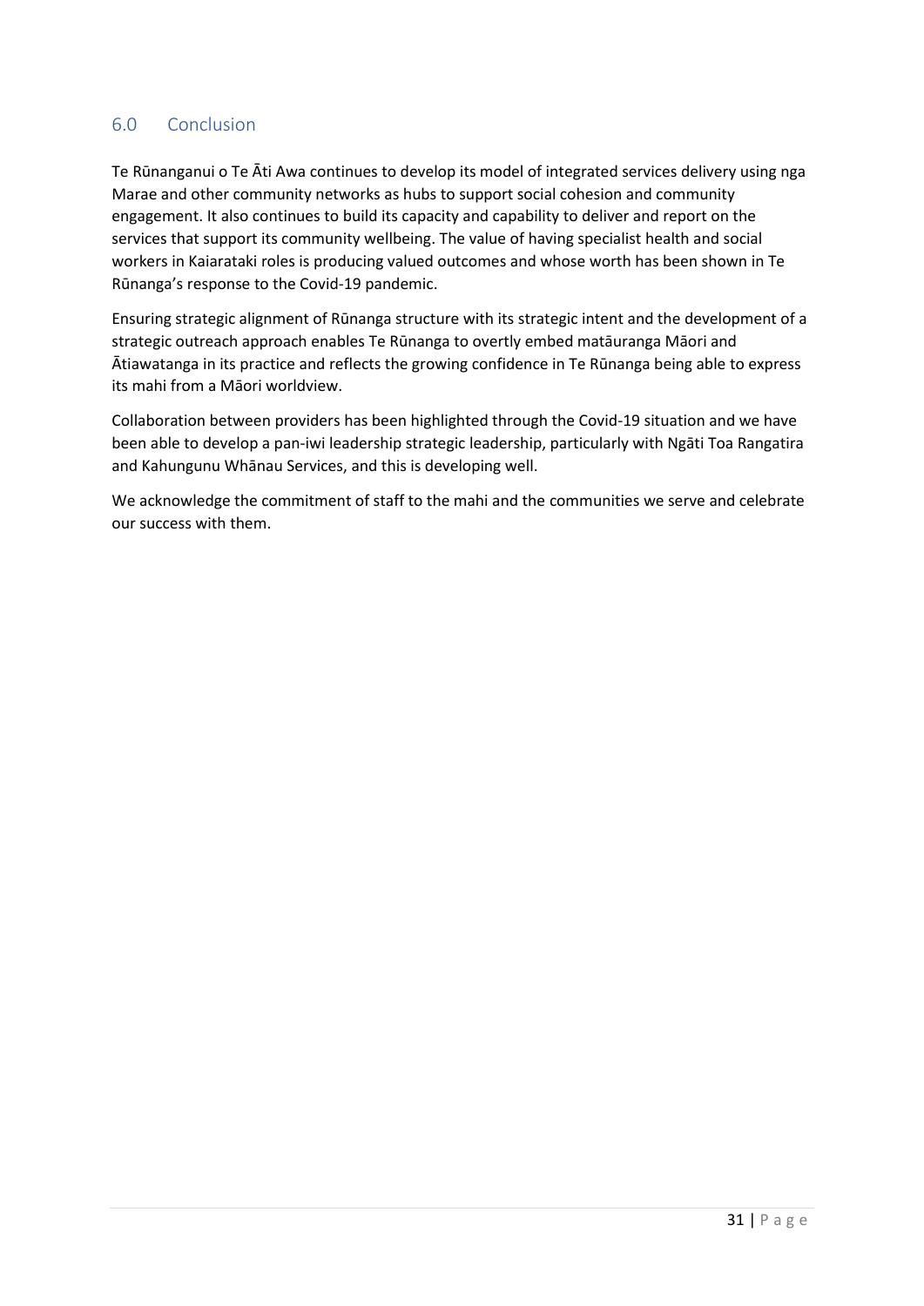## 6.0 Conclusion

Te Rūnanganui o Te Āti Awa continues to develop its model of integrated services delivery using nga Marae and other community networks as hubs to support social cohesion and community engagement. It also continues to build its capacity and capability to deliver and report on the services that support its community wellbeing. The value of having specialist health and social workers in Kaiarataki roles is producing valued outcomes and whose worth has been shown in Te Rūnanga's response to the Covid-19 pandemic.

Ensuring strategic alignment of Rūnanga structure with its strategic intent and the development of a strategic outreach approach enables Te Rūnanga to overtly embed matāuranga Māori and Ātiawatanga in its practice and reflects the growing confidence in Te Rūnanga being able to express its mahi from a Māori worldview.

Collaboration between providers has been highlighted through the Covid-19 situation and we have been able to develop a pan-iwi leadership strategic leadership, particularly with Ngāti Toa Rangatira and Kahungunu Whānau Services, and this is developing well.

We acknowledge the commitment of staff to the mahi and the communities we serve and celebrate our success with them.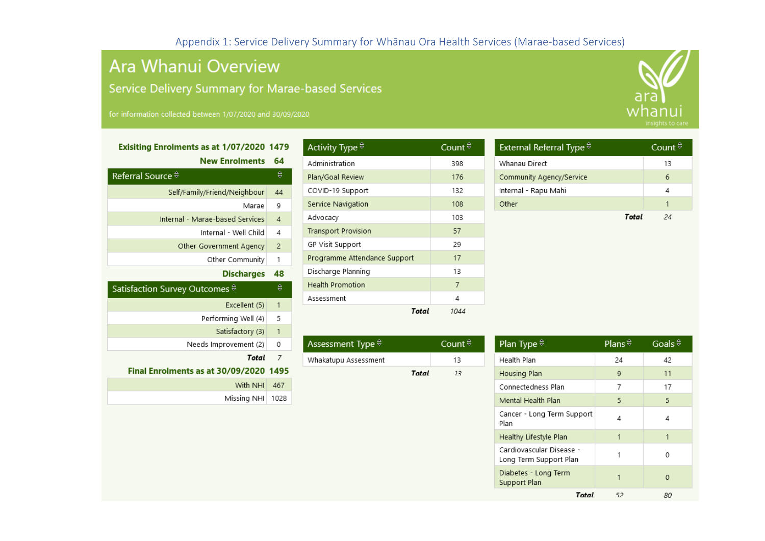Appendix 1: Service Delivery Summary for Whānau Ora Health Services (Marae-based Services)

# Ara Whanui Overview

## Service Delivery Summary for Marae-based Services

for information collected between 1/07/2020 and 30/09/2020

ara whanui — insights to care

**Exisiting Enrolments as at 1/07/2020** 1479

**New Enrolments** 64

| Referral Source | |
|---|---|
| Self/Family/Friend/Neighbour | 44 |
| Marae | 9 |
| Internal - Marae-based Services | 4 |
| Internal - Well Child | 4 |
| Other Government Agency | 2 |
| Other Community | 1 |

**Discharges** 48

| Satisfaction Survey Outcomes | |
|---|---|
| Excellent (5) | 1 |
| Performing Well (4) | 5 |
| Satisfactory (3) | 1 |
| Needs Improvement (2) | 0 |
| ***Total*** | *7* |

**Final Enrolments as at 30/09/2020** 1495

| | |
|---|---|
| With NHI | 467 |
| Missing NHI | 1028 |

| Activity Type | Count |
|---|---|
| Administration | 398 |
| Plan/Goal Review | 176 |
| COVID-19 Support | 132 |
| Service Navigation | 108 |
| Advocacy | 103 |
| Transport Provision | 57 |
| GP Visit Support | 29 |
| Programme Attendance Support | 17 |
| Discharge Planning | 13 |
| Health Promotion | 7 |
| Assessment | 4 |
| ***Total*** | *1044* |

| Assessment Type | Count |
|---|---|
| Whakatupu Assessment | 13 |
| ***Total*** | *13* |

| External Referral Type | Count |
|---|---|
| Whanau Direct | 13 |
| Community Agency/Service | 6 |
| Internal - Rapu Mahi | 4 |
| Other | 1 |
| ***Total*** | *24* |

| Plan Type | Plans | Goals |
|---|---|---|
| Health Plan | 24 | 42 |
| Housing Plan | 9 | 11 |
| Connectedness Plan | 7 | 17 |
| Mental Health Plan | 5 | 5 |
| Cancer - Long Term Support Plan | 4 | 4 |
| Healthy Lifestyle Plan | 1 | 1 |
| Cardiovascular Disease - Long Term Support Plan | 1 | 0 |
| Diabetes - Long Term Support Plan | 1 | 0 |
| ***Total*** | *52* | *80* |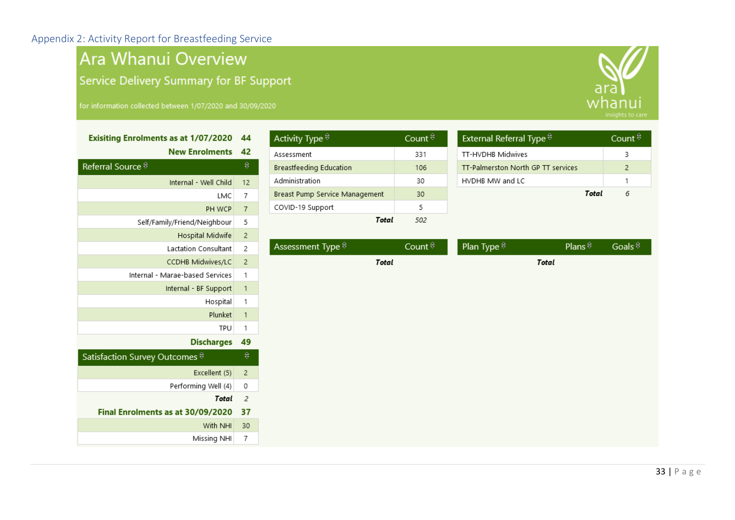Appendix 2: Activity Report for Breastfeeding Service

# Ara Whanui Overview

## Service Delivery Summary for BF Support

for information collected between 1/07/2020 and 30/09/2020

**Exisiting Enrolments as at 1/07/2020** 44

**New Enrolments** 42

| Referral Source | |
|---|---|
| Internal - Well Child | 12 |
| LMC | 7 |
| PH WCP | 7 |
| Self/Family/Friend/Neighbour | 5 |
| Hospital Midwife | 2 |
| Lactation Consultant | 2 |
| CCDHB Midwives/LC | 2 |
| Internal - Marae-based Services | 1 |
| Internal - BF Support | 1 |
| Hospital | 1 |
| Plunket | 1 |
| TPU | 1 |

**Discharges** 49

| Satisfaction Survey Outcomes | |
|---|---|
| Excellent (5) | 2 |
| Performing Well (4) | 0 |
| ***Total*** | *2* |

**Final Enrolments as at 30/09/2020** 37

| | |
|---|---|
| With NHI | 30 |
| Missing NHI | 7 |

| Activity Type | Count |
|---|---|
| Assessment | 331 |
| Breastfeeding Education | 106 |
| Administration | 30 |
| Breast Pump Service Management | 30 |
| COVID-19 Support | 5 |
| ***Total*** | *502* |

| External Referral Type | Count |
|---|---|
| TT-HVDHB Midwives | 3 |
| TT-Palmerston North GP TT services | 2 |
| HVDHB MW and LC | 1 |
| ***Total*** | *6* |

| Assessment Type | Count |
|---|---|
| ***Total*** | |

| Plan Type | Plans | Goals |
|---|---|---|
| ***Total*** | | |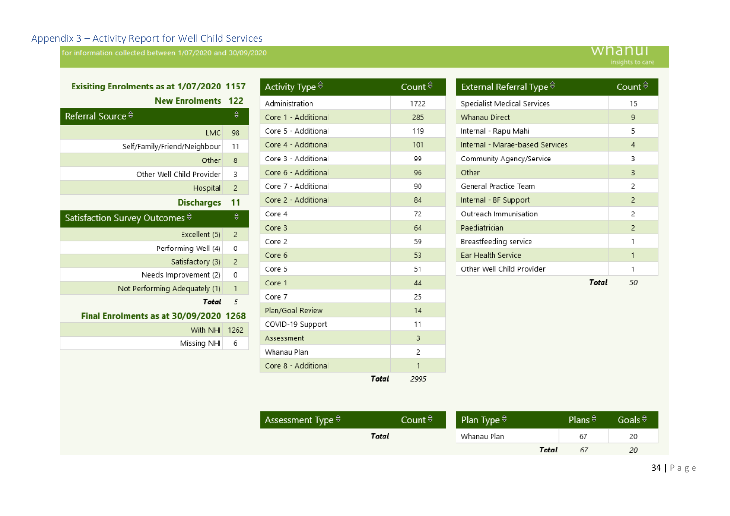## Appendix 3 – Activity Report for Well Child Services

for information collected between 1/07/2020 and 30/09/2020

whanui
insights to care

**Exisiting Enrolments as at 1/07/2020** **1157**

**New Enrolments** **122**

| Referral Source | |
|---|---|
| LMC | 98 |
| Self/Family/Friend/Neighbour | 11 |
| Other | 8 |
| Other Well Child Provider | 3 |
| Hospital | 2 |

**Discharges** **11**

| Satisfaction Survey Outcomes | |
|---|---|
| Excellent (5) | 2 |
| Performing Well (4) | 0 |
| Satisfactory (3) | 2 |
| Needs Improvement (2) | 0 |
| Not Performing Adequately (1) | 1 |
| ***Total*** | *5* |

**Final Enrolments as at 30/09/2020** **1268**

| | |
|---|---|
| With NHI | 1262 |
| Missing NHI | 6 |

| Activity Type | Count |
|---|---|
| Administration | 1722 |
| Core 1 - Additional | 285 |
| Core 5 - Additional | 119 |
| Core 4 - Additional | 101 |
| Core 3 - Additional | 99 |
| Core 6 - Additional | 96 |
| Core 7 - Additional | 90 |
| Core 2 - Additional | 84 |
| Core 4 | 72 |
| Core 3 | 64 |
| Core 2 | 59 |
| Core 6 | 53 |
| Core 5 | 51 |
| Core 1 | 44 |
| Core 7 | 25 |
| Plan/Goal Review | 14 |
| COVID-19 Support | 11 |
| Assessment | 3 |
| Whanau Plan | 2 |
| Core 8 - Additional | 1 |
| ***Total*** | *2995* |

| External Referral Type | Count |
|---|---|
| Specialist Medical Services | 15 |
| Whanau Direct | 9 |
| Internal - Rapu Mahi | 5 |
| Internal - Marae-based Services | 4 |
| Community Agency/Service | 3 |
| Other | 3 |
| General Practice Team | 2 |
| Internal - BF Support | 2 |
| Outreach Immunisation | 2 |
| Paediatrician | 2 |
| Breastfeeding service | 1 |
| Ear Health Service | 1 |
| Other Well Child Provider | 1 |
| ***Total*** | *50* |

| Assessment Type | Count |
|---|---|
| ***Total*** | |

| Plan Type | Plans | Goals |
|---|---|---|
| Whanau Plan | 67 | 20 |
| ***Total*** | *67* | *20* |